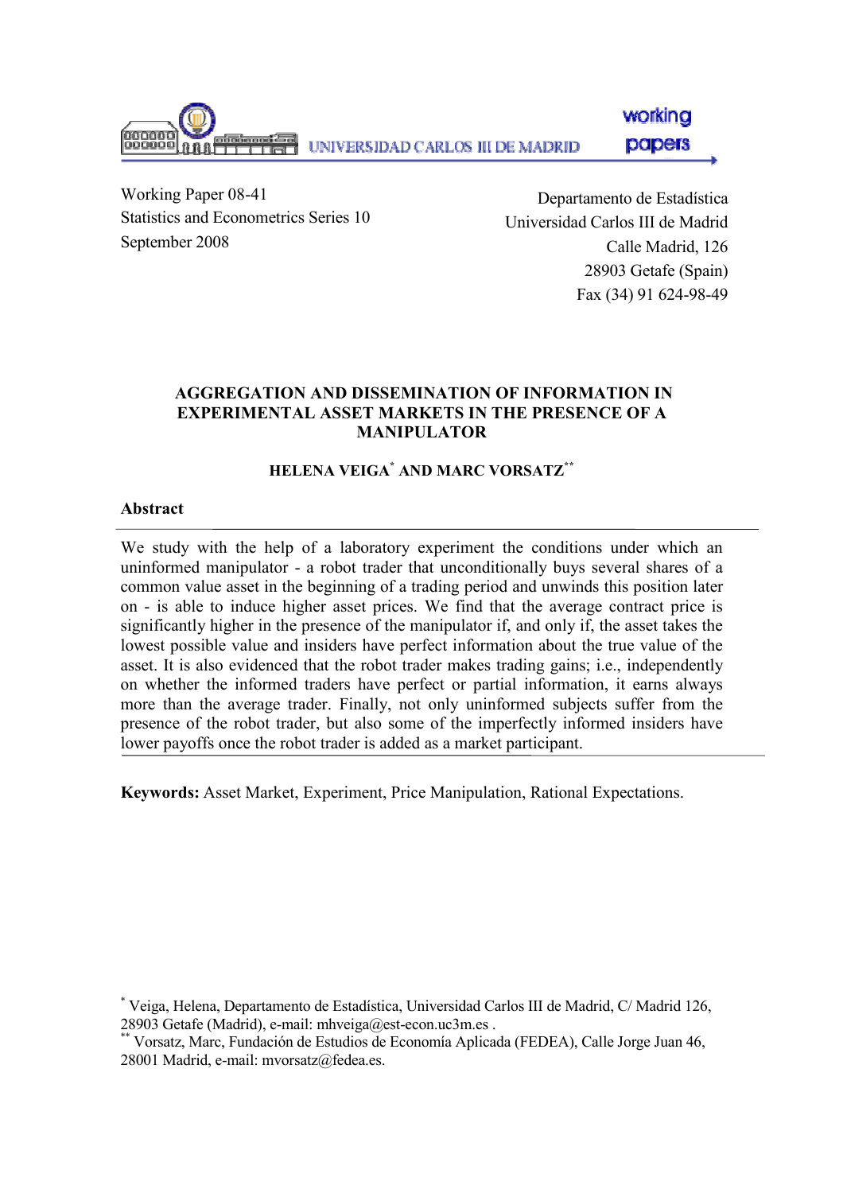UNIVERSIDAD CARLOS III DE MADRID

working papers

Working Paper 08-41
Statistics and Econometrics Series 10
September 2008

Departamento de Estadística
Universidad Carlos III de Madrid
Calle Madrid, 126
28903 Getafe (Spain)
Fax (34) 91 624-98-49

# AGGREGATION AND DISSEMINATION OF INFORMATION IN EXPERIMENTAL ASSET MARKETS IN THE PRESENCE OF A MANIPULATOR

**HELENA VEIGA[*] AND MARC VORSATZ[**]**

## Abstract

We study with the help of a laboratory experiment the conditions under which an uninformed manipulator - a robot trader that unconditionally buys several shares of a common value asset in the beginning of a trading period and unwinds this position later on - is able to induce higher asset prices. We find that the average contract price is significantly higher in the presence of the manipulator if, and only if, the asset takes the lowest possible value and insiders have perfect information about the true value of the asset. It is also evidenced that the robot trader makes trading gains; i.e., independently on whether the informed traders have perfect or partial information, it earns always more than the average trader. Finally, not only uninformed subjects suffer from the presence of the robot trader, but also some of the imperfectly informed insiders have lower payoffs once the robot trader is added as a market participant.

**Keywords:** Asset Market, Experiment, Price Manipulation, Rational Expectations.

[*] Veiga, Helena, Departamento de Estadística, Universidad Carlos III de Madrid, C/ Madrid 126, 28903 Getafe (Madrid), e-mail: mhveiga@est-econ.uc3m.es .

[**] Vorsatz, Marc, Fundación de Estudios de Economía Aplicada (FEDEA), Calle Jorge Juan 46, 28001 Madrid, e-mail: mvorsatz@fedea.es.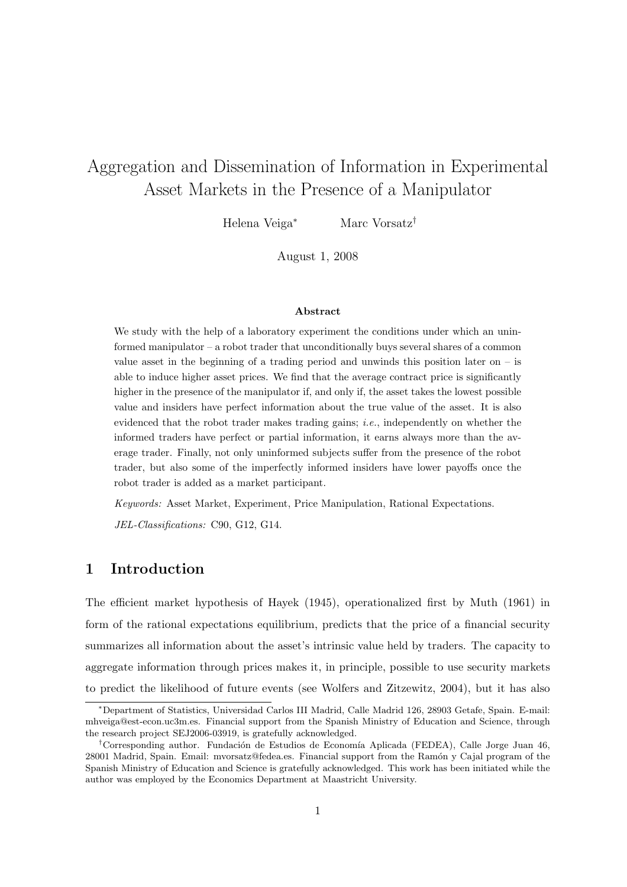# Aggregation and Dissemination of Information in Experimental Asset Markets in the Presence of a Manipulator

Helena Veiga[*] Marc Vorsatz[†]

August 1, 2008

### Abstract

We study with the help of a laboratory experiment the conditions under which an uninformed manipulator – a robot trader that unconditionally buys several shares of a common value asset in the beginning of a trading period and unwinds this position later on – is able to induce higher asset prices. We find that the average contract price is significantly higher in the presence of the manipulator if, and only if, the asset takes the lowest possible value and insiders have perfect information about the true value of the asset. It is also evidenced that the robot trader makes trading gains; *i.e.*, independently on whether the informed traders have perfect or partial information, it earns always more than the average trader. Finally, not only uninformed subjects suffer from the presence of the robot trader, but also some of the imperfectly informed insiders have lower payoffs once the robot trader is added as a market participant.

*Keywords:* Asset Market, Experiment, Price Manipulation, Rational Expectations.

*JEL-Classifications:* C90, G12, G14.

## 1 Introduction

The efficient market hypothesis of Hayek (1945), operationalized first by Muth (1961) in form of the rational expectations equilibrium, predicts that the price of a financial security summarizes all information about the asset's intrinsic value held by traders. The capacity to aggregate information through prices makes it, in principle, possible to use security markets to predict the likelihood of future events (see Wolfers and Zitzewitz, 2004), but it has also

---

[*] Department of Statistics, Universidad Carlos III Madrid, Calle Madrid 126, 28903 Getafe, Spain. E-mail: mhveiga@est-econ.uc3m.es. Financial support from the Spanish Ministry of Education and Science, through the research project SEJ2006-03919, is gratefully acknowledged.

[†] Corresponding author. Fundación de Estudios de Economía Aplicada (FEDEA), Calle Jorge Juan 46, 28001 Madrid, Spain. Email: mvorsatz@fedea.es. Financial support from the Ramón y Cajal program of the Spanish Ministry of Education and Science is gratefully acknowledged. This work has been initiated while the author was employed by the Economics Department at Maastricht University.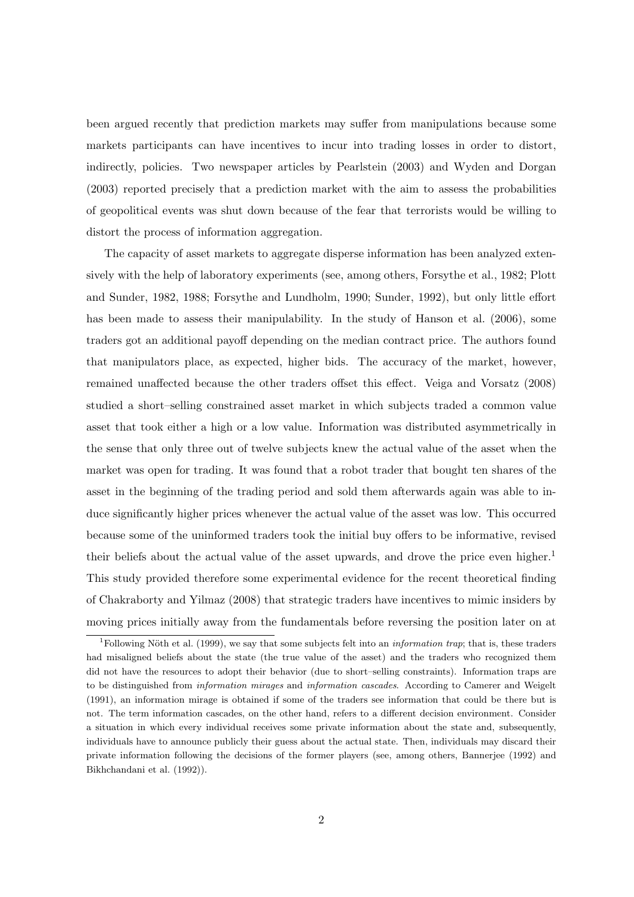been argued recently that prediction markets may suffer from manipulations because some markets participants can have incentives to incur into trading losses in order to distort, indirectly, policies. Two newspaper articles by Pearlstein (2003) and Wyden and Dorgan (2003) reported precisely that a prediction market with the aim to assess the probabilities of geopolitical events was shut down because of the fear that terrorists would be willing to distort the process of information aggregation.

The capacity of asset markets to aggregate disperse information has been analyzed extensively with the help of laboratory experiments (see, among others, Forsythe et al., 1982; Plott and Sunder, 1982, 1988; Forsythe and Lundholm, 1990; Sunder, 1992), but only little effort has been made to assess their manipulability. In the study of Hanson et al. (2006), some traders got an additional payoff depending on the median contract price. The authors found that manipulators place, as expected, higher bids. The accuracy of the market, however, remained unaffected because the other traders offset this effect. Veiga and Vorsatz (2008) studied a short–selling constrained asset market in which subjects traded a common value asset that took either a high or a low value. Information was distributed asymmetrically in the sense that only three out of twelve subjects knew the actual value of the asset when the market was open for trading. It was found that a robot trader that bought ten shares of the asset in the beginning of the trading period and sold them afterwards again was able to induce significantly higher prices whenever the actual value of the asset was low. This occurred because some of the uninformed traders took the initial buy offers to be informative, revised their beliefs about the actual value of the asset upwards, and drove the price even higher.[1] This study provided therefore some experimental evidence for the recent theoretical finding of Chakraborty and Yilmaz (2008) that strategic traders have incentives to mimic insiders by moving prices initially away from the fundamentals before reversing the position later on at

[1] Following Nöth et al. (1999), we say that some subjects felt into an *information trap*; that is, these traders had misaligned beliefs about the state (the true value of the asset) and the traders who recognized them did not have the resources to adopt their behavior (due to short–selling constraints). Information traps are to be distinguished from *information mirages* and *information cascades*. According to Camerer and Weigelt (1991), an information mirage is obtained if some of the traders see information that could be there but is not. The term information cascades, on the other hand, refers to a different decision environment. Consider a situation in which every individual receives some private information about the state and, subsequently, individuals have to announce publicly their guess about the actual state. Then, individuals may discard their private information following the decisions of the former players (see, among others, Bannerjee (1992) and Bikhchandani et al. (1992)).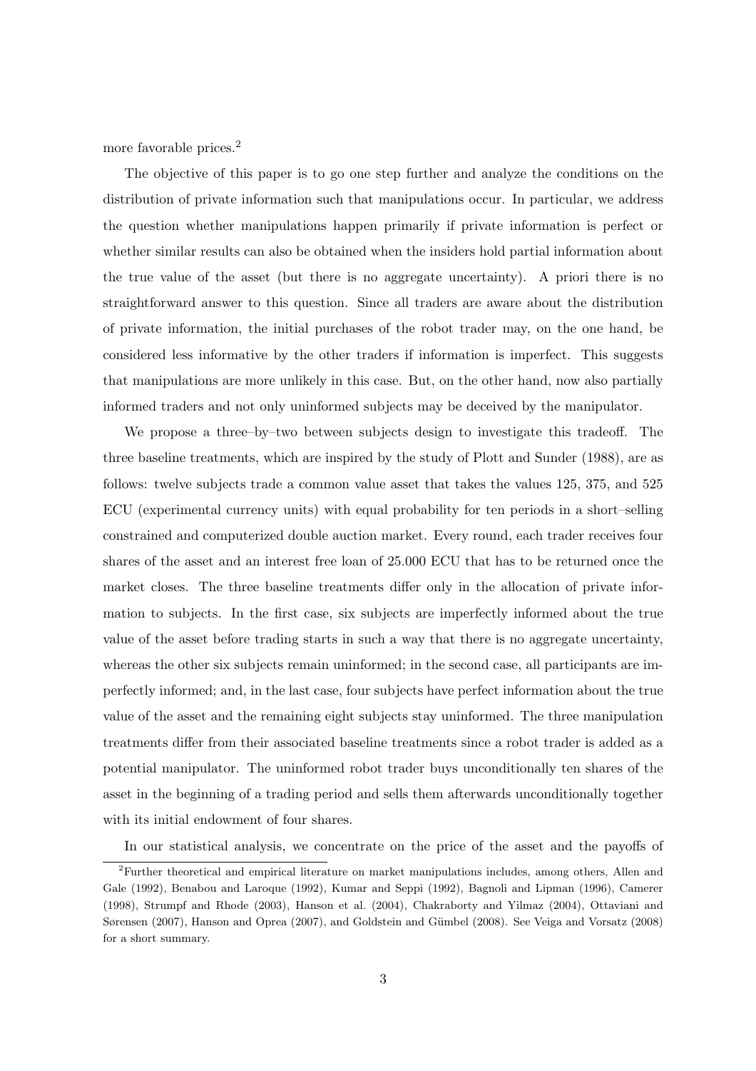more favorable prices.[2]

The objective of this paper is to go one step further and analyze the conditions on the distribution of private information such that manipulations occur. In particular, we address the question whether manipulations happen primarily if private information is perfect or whether similar results can also be obtained when the insiders hold partial information about the true value of the asset (but there is no aggregate uncertainty). A priori there is no straightforward answer to this question. Since all traders are aware about the distribution of private information, the initial purchases of the robot trader may, on the one hand, be considered less informative by the other traders if information is imperfect. This suggests that manipulations are more unlikely in this case. But, on the other hand, now also partially informed traders and not only uninformed subjects may be deceived by the manipulator.

We propose a three–by–two between subjects design to investigate this tradeoff. The three baseline treatments, which are inspired by the study of Plott and Sunder (1988), are as follows: twelve subjects trade a common value asset that takes the values 125, 375, and 525 ECU (experimental currency units) with equal probability for ten periods in a short–selling constrained and computerized double auction market. Every round, each trader receives four shares of the asset and an interest free loan of 25.000 ECU that has to be returned once the market closes. The three baseline treatments differ only in the allocation of private information to subjects. In the first case, six subjects are imperfectly informed about the true value of the asset before trading starts in such a way that there is no aggregate uncertainty, whereas the other six subjects remain uninformed; in the second case, all participants are imperfectly informed; and, in the last case, four subjects have perfect information about the true value of the asset and the remaining eight subjects stay uninformed. The three manipulation treatments differ from their associated baseline treatments since a robot trader is added as a potential manipulator. The uninformed robot trader buys unconditionally ten shares of the asset in the beginning of a trading period and sells them afterwards unconditionally together with its initial endowment of four shares.

In our statistical analysis, we concentrate on the price of the asset and the payoffs of

[2]Further theoretical and empirical literature on market manipulations includes, among others, Allen and Gale (1992), Benabou and Laroque (1992), Kumar and Seppi (1992), Bagnoli and Lipman (1996), Camerer (1998), Strumpf and Rhode (2003), Hanson et al. (2004), Chakraborty and Yilmaz (2004), Ottaviani and Sørensen (2007), Hanson and Oprea (2007), and Goldstein and Gümbel (2008). See Veiga and Vorsatz (2008) for a short summary.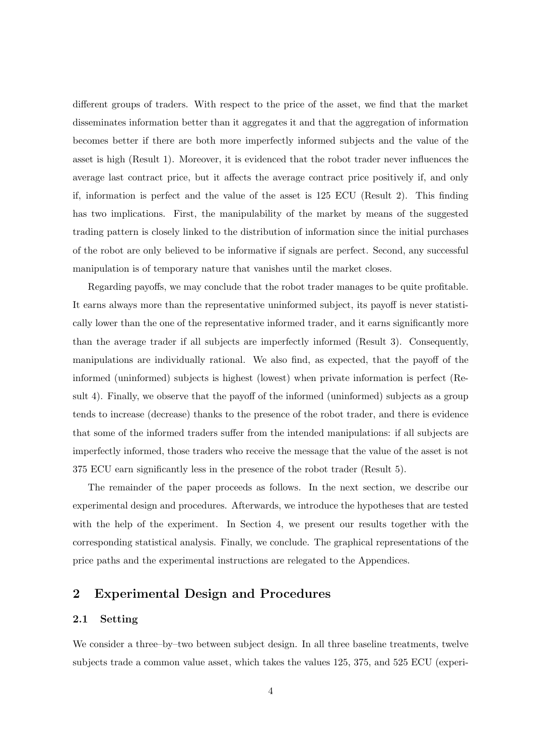different groups of traders. With respect to the price of the asset, we find that the market disseminates information better than it aggregates it and that the aggregation of information becomes better if there are both more imperfectly informed subjects and the value of the asset is high (Result 1). Moreover, it is evidenced that the robot trader never influences the average last contract price, but it affects the average contract price positively if, and only if, information is perfect and the value of the asset is 125 ECU (Result 2). This finding has two implications. First, the manipulability of the market by means of the suggested trading pattern is closely linked to the distribution of information since the initial purchases of the robot are only believed to be informative if signals are perfect. Second, any successful manipulation is of temporary nature that vanishes until the market closes.

Regarding payoffs, we may conclude that the robot trader manages to be quite profitable. It earns always more than the representative uninformed subject, its payoff is never statistically lower than the one of the representative informed trader, and it earns significantly more than the average trader if all subjects are imperfectly informed (Result 3). Consequently, manipulations are individually rational. We also find, as expected, that the payoff of the informed (uninformed) subjects is highest (lowest) when private information is perfect (Result 4). Finally, we observe that the payoff of the informed (uninformed) subjects as a group tends to increase (decrease) thanks to the presence of the robot trader, and there is evidence that some of the informed traders suffer from the intended manipulations: if all subjects are imperfectly informed, those traders who receive the message that the value of the asset is not 375 ECU earn significantly less in the presence of the robot trader (Result 5).

The remainder of the paper proceeds as follows. In the next section, we describe our experimental design and procedures. Afterwards, we introduce the hypotheses that are tested with the help of the experiment. In Section 4, we present our results together with the corresponding statistical analysis. Finally, we conclude. The graphical representations of the price paths and the experimental instructions are relegated to the Appendices.

## 2 Experimental Design and Procedures

### 2.1 Setting

We consider a three–by–two between subject design. In all three baseline treatments, twelve subjects trade a common value asset, which takes the values 125, 375, and 525 ECU (experi-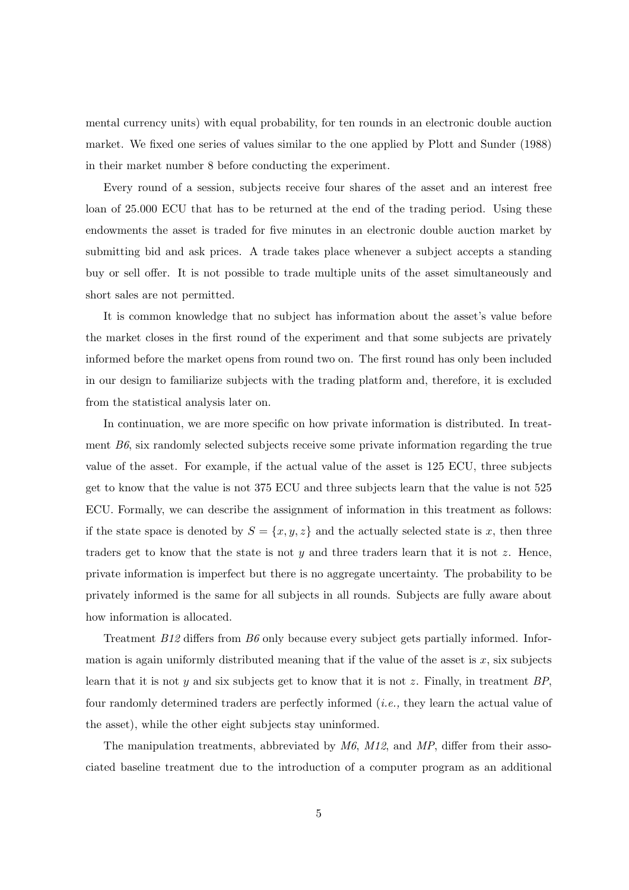mental currency units) with equal probability, for ten rounds in an electronic double auction market. We fixed one series of values similar to the one applied by Plott and Sunder (1988) in their market number 8 before conducting the experiment.

Every round of a session, subjects receive four shares of the asset and an interest free loan of 25.000 ECU that has to be returned at the end of the trading period. Using these endowments the asset is traded for five minutes in an electronic double auction market by submitting bid and ask prices. A trade takes place whenever a subject accepts a standing buy or sell offer. It is not possible to trade multiple units of the asset simultaneously and short sales are not permitted.

It is common knowledge that no subject has information about the asset's value before the market closes in the first round of the experiment and that some subjects are privately informed before the market opens from round two on. The first round has only been included in our design to familiarize subjects with the trading platform and, therefore, it is excluded from the statistical analysis later on.

In continuation, we are more specific on how private information is distributed. In treatment *B6*, six randomly selected subjects receive some private information regarding the true value of the asset. For example, if the actual value of the asset is 125 ECU, three subjects get to know that the value is not 375 ECU and three subjects learn that the value is not 525 ECU. Formally, we can describe the assignment of information in this treatment as follows: if the state space is denoted by $S = \{x, y, z\}$ and the actually selected state is $x$, then three traders get to know that the state is not $y$ and three traders learn that it is not $z$. Hence, private information is imperfect but there is no aggregate uncertainty. The probability to be privately informed is the same for all subjects in all rounds. Subjects are fully aware about how information is allocated.

Treatment *B12* differs from *B6* only because every subject gets partially informed. Information is again uniformly distributed meaning that if the value of the asset is $x$, six subjects learn that it is not $y$ and six subjects get to know that it is not $z$. Finally, in treatment *BP*, four randomly determined traders are perfectly informed (*i.e.,* they learn the actual value of the asset), while the other eight subjects stay uninformed.

The manipulation treatments, abbreviated by *M6*, *M12*, and *MP*, differ from their associated baseline treatment due to the introduction of a computer program as an additional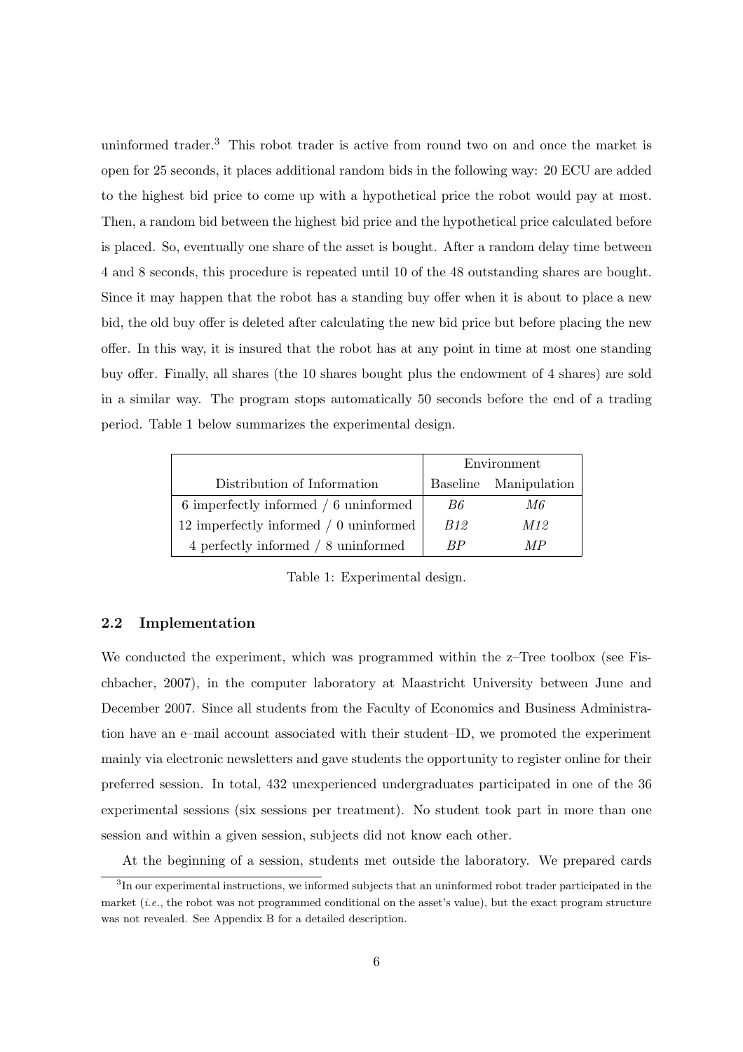uninformed trader.[3] This robot trader is active from round two on and once the market is open for 25 seconds, it places additional random bids in the following way: 20 ECU are added to the highest bid price to come up with a hypothetical price the robot would pay at most. Then, a random bid between the highest bid price and the hypothetical price calculated before is placed. So, eventually one share of the asset is bought. After a random delay time between 4 and 8 seconds, this procedure is repeated until 10 of the 48 outstanding shares are bought. Since it may happen that the robot has a standing buy offer when it is about to place a new bid, the old buy offer is deleted after calculating the new bid price but before placing the new offer. In this way, it is insured that the robot has at any point in time at most one standing buy offer. Finally, all shares (the 10 shares bought plus the endowment of 4 shares) are sold in a similar way. The program stops automatically 50 seconds before the end of a trading period. Table 1 below summarizes the experimental design.

| | Environment | |
|---|---|---|
| Distribution of Information | Baseline | Manipulation |
| 6 imperfectly informed / 6 uninformed | *B6* | *M6* |
| 12 imperfectly informed / 0 uninformed | *B12* | *M12* |
| 4 perfectly informed / 8 uninformed | *BP* | *MP* |

Table 1: Experimental design.

### 2.2 Implementation

We conducted the experiment, which was programmed within the z–Tree toolbox (see Fischbacher, 2007), in the computer laboratory at Maastricht University between June and December 2007. Since all students from the Faculty of Economics and Business Administration have an e–mail account associated with their student–ID, we promoted the experiment mainly via electronic newsletters and gave students the opportunity to register online for their preferred session. In total, 432 unexperienced undergraduates participated in one of the 36 experimental sessions (six sessions per treatment). No student took part in more than one session and within a given session, subjects did not know each other.

At the beginning of a session, students met outside the laboratory. We prepared cards

[3] In our experimental instructions, we informed subjects that an uninformed robot trader participated in the market (*i.e.*, the robot was not programmed conditional on the asset's value), but the exact program structure was not revealed. See Appendix B for a detailed description.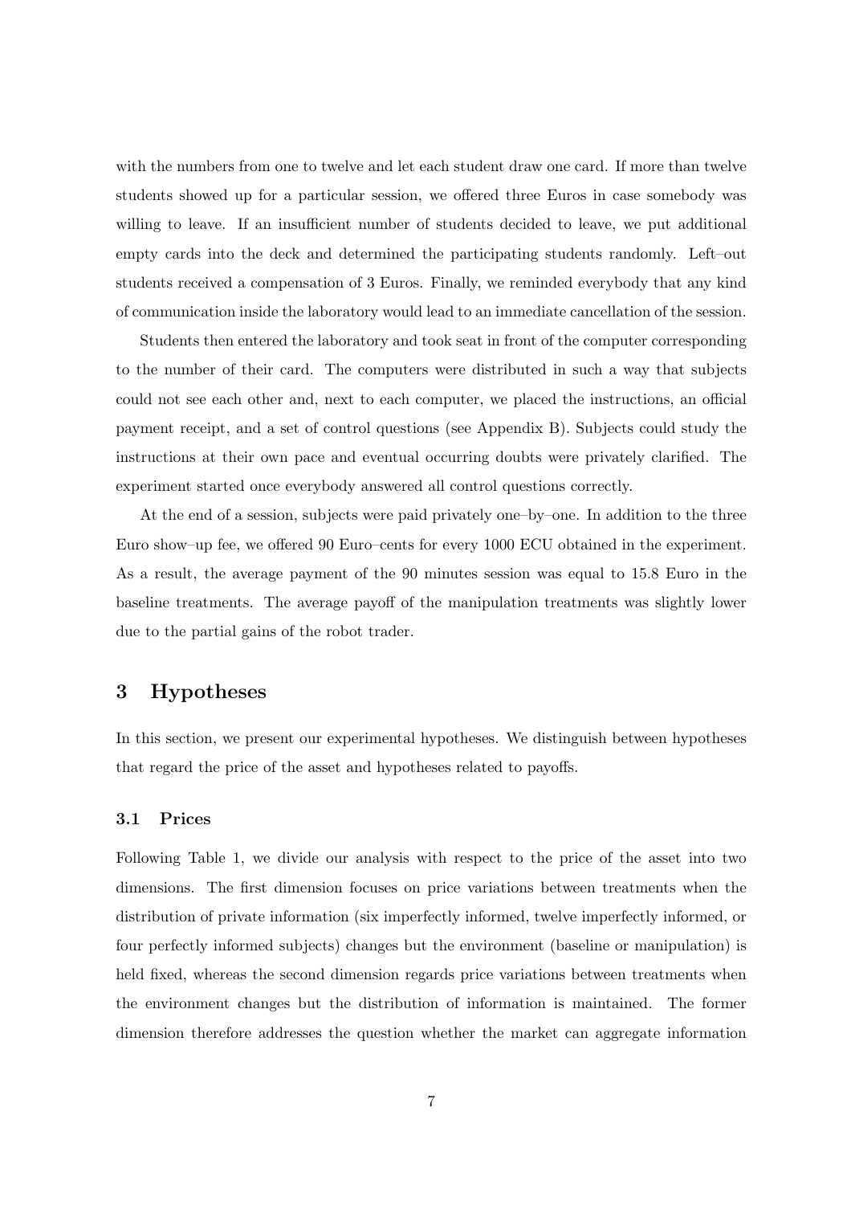with the numbers from one to twelve and let each student draw one card. If more than twelve students showed up for a particular session, we offered three Euros in case somebody was willing to leave. If an insufficient number of students decided to leave, we put additional empty cards into the deck and determined the participating students randomly. Left–out students received a compensation of 3 Euros. Finally, we reminded everybody that any kind of communication inside the laboratory would lead to an immediate cancellation of the session.

Students then entered the laboratory and took seat in front of the computer corresponding to the number of their card. The computers were distributed in such a way that subjects could not see each other and, next to each computer, we placed the instructions, an official payment receipt, and a set of control questions (see Appendix B). Subjects could study the instructions at their own pace and eventual occurring doubts were privately clarified. The experiment started once everybody answered all control questions correctly.

At the end of a session, subjects were paid privately one–by–one. In addition to the three Euro show–up fee, we offered 90 Euro–cents for every 1000 ECU obtained in the experiment. As a result, the average payment of the 90 minutes session was equal to 15.8 Euro in the baseline treatments. The average payoff of the manipulation treatments was slightly lower due to the partial gains of the robot trader.

## 3 Hypotheses

In this section, we present our experimental hypotheses. We distinguish between hypotheses that regard the price of the asset and hypotheses related to payoffs.

### 3.1 Prices

Following Table 1, we divide our analysis with respect to the price of the asset into two dimensions. The first dimension focuses on price variations between treatments when the distribution of private information (six imperfectly informed, twelve imperfectly informed, or four perfectly informed subjects) changes but the environment (baseline or manipulation) is held fixed, whereas the second dimension regards price variations between treatments when the environment changes but the distribution of information is maintained. The former dimension therefore addresses the question whether the market can aggregate information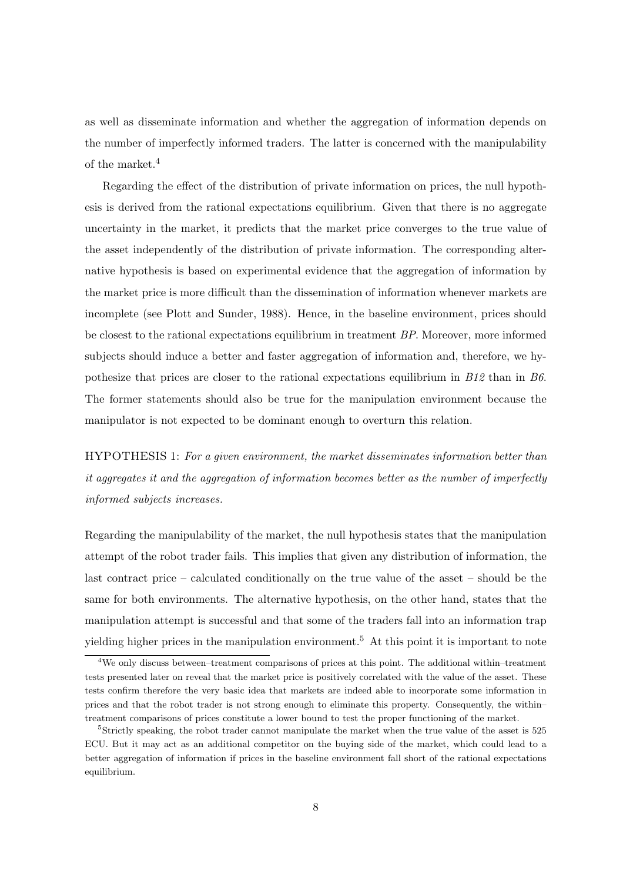as well as disseminate information and whether the aggregation of information depends on the number of imperfectly informed traders. The latter is concerned with the manipulability of the market.[4]

Regarding the effect of the distribution of private information on prices, the null hypothesis is derived from the rational expectations equilibrium. Given that there is no aggregate uncertainty in the market, it predicts that the market price converges to the true value of the asset independently of the distribution of private information. The corresponding alternative hypothesis is based on experimental evidence that the aggregation of information by the market price is more difficult than the dissemination of information whenever markets are incomplete (see Plott and Sunder, 1988). Hence, in the baseline environment, prices should be closest to the rational expectations equilibrium in treatment *BP*. Moreover, more informed subjects should induce a better and faster aggregation of information and, therefore, we hypothesize that prices are closer to the rational expectations equilibrium in *B12* than in *B6*. The former statements should also be true for the manipulation environment because the manipulator is not expected to be dominant enough to overturn this relation.

HYPOTHESIS 1: *For a given environment, the market disseminates information better than it aggregates it and the aggregation of information becomes better as the number of imperfectly informed subjects increases.*

Regarding the manipulability of the market, the null hypothesis states that the manipulation attempt of the robot trader fails. This implies that given any distribution of information, the last contract price – calculated conditionally on the true value of the asset – should be the same for both environments. The alternative hypothesis, on the other hand, states that the manipulation attempt is successful and that some of the traders fall into an information trap yielding higher prices in the manipulation environment.[5] At this point it is important to note

[4] We only discuss between–treatment comparisons of prices at this point. The additional within–treatment tests presented later on reveal that the market price is positively correlated with the value of the asset. These tests confirm therefore the very basic idea that markets are indeed able to incorporate some information in prices and that the robot trader is not strong enough to eliminate this property. Consequently, the within–treatment comparisons of prices constitute a lower bound to test the proper functioning of the market.

[5] Strictly speaking, the robot trader cannot manipulate the market when the true value of the asset is 525 ECU. But it may act as an additional competitor on the buying side of the market, which could lead to a better aggregation of information if prices in the baseline environment fall short of the rational expectations equilibrium.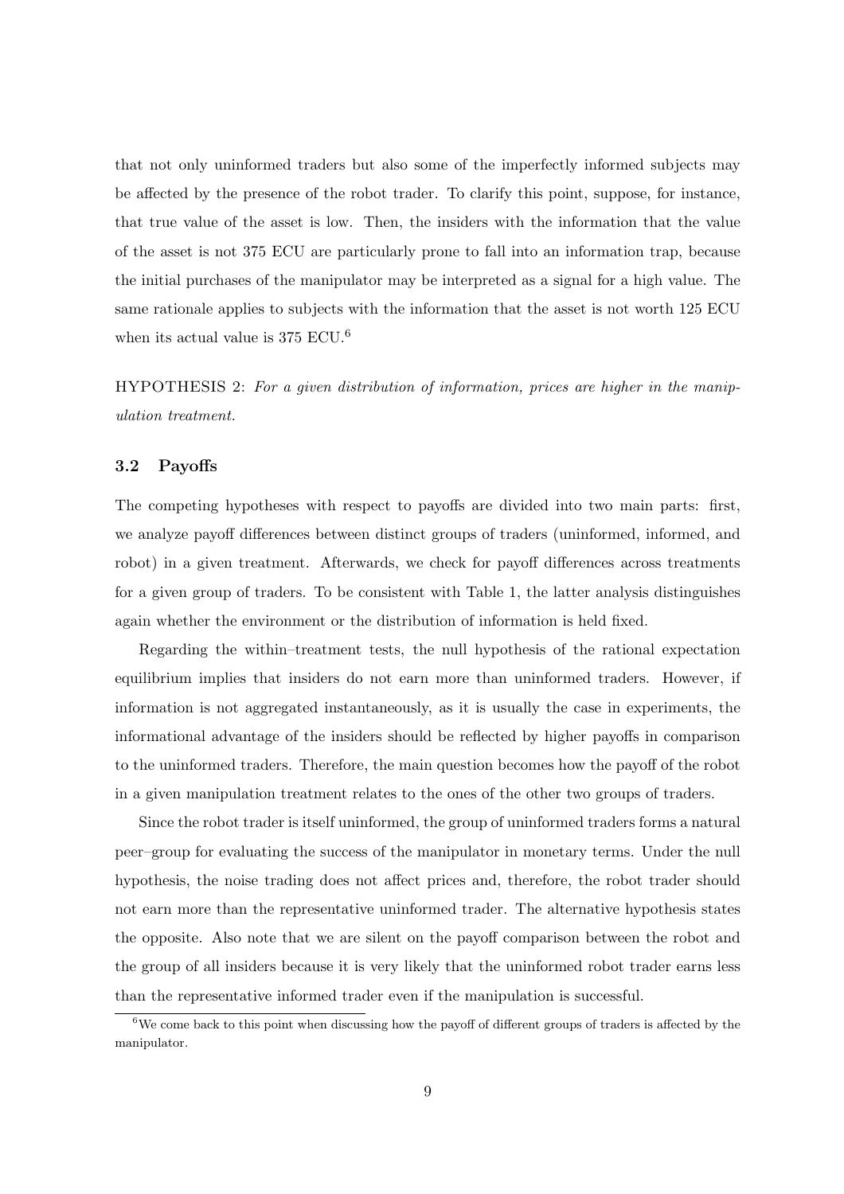that not only uninformed traders but also some of the imperfectly informed subjects may be affected by the presence of the robot trader. To clarify this point, suppose, for instance, that true value of the asset is low. Then, the insiders with the information that the value of the asset is not 375 ECU are particularly prone to fall into an information trap, because the initial purchases of the manipulator may be interpreted as a signal for a high value. The same rationale applies to subjects with the information that the asset is not worth 125 ECU when its actual value is 375 ECU.[6]

HYPOTHESIS 2: *For a given distribution of information, prices are higher in the manipulation treatment.*

### 3.2 Payoffs

The competing hypotheses with respect to payoffs are divided into two main parts: first, we analyze payoff differences between distinct groups of traders (uninformed, informed, and robot) in a given treatment. Afterwards, we check for payoff differences across treatments for a given group of traders. To be consistent with Table 1, the latter analysis distinguishes again whether the environment or the distribution of information is held fixed.

Regarding the within–treatment tests, the null hypothesis of the rational expectation equilibrium implies that insiders do not earn more than uninformed traders. However, if information is not aggregated instantaneously, as it is usually the case in experiments, the informational advantage of the insiders should be reflected by higher payoffs in comparison to the uninformed traders. Therefore, the main question becomes how the payoff of the robot in a given manipulation treatment relates to the ones of the other two groups of traders.

Since the robot trader is itself uninformed, the group of uninformed traders forms a natural peer–group for evaluating the success of the manipulator in monetary terms. Under the null hypothesis, the noise trading does not affect prices and, therefore, the robot trader should not earn more than the representative uninformed trader. The alternative hypothesis states the opposite. Also note that we are silent on the payoff comparison between the robot and the group of all insiders because it is very likely that the uninformed robot trader earns less than the representative informed trader even if the manipulation is successful.

[6] We come back to this point when discussing how the payoff of different groups of traders is affected by the manipulator.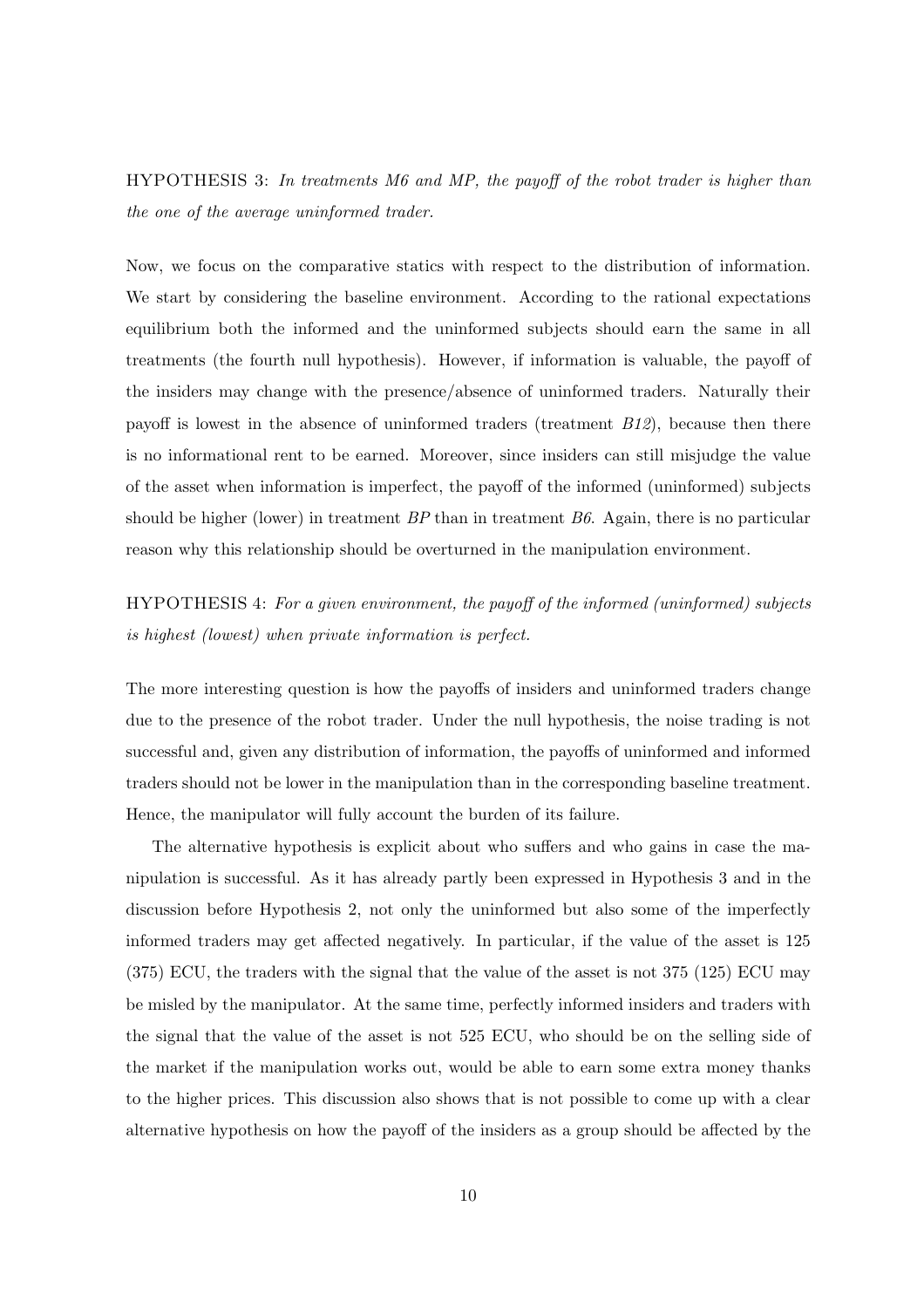HYPOTHESIS 3: *In treatments M6 and MP, the payoff of the robot trader is higher than the one of the average uninformed trader.*

Now, we focus on the comparative statics with respect to the distribution of information. We start by considering the baseline environment. According to the rational expectations equilibrium both the informed and the uninformed subjects should earn the same in all treatments (the fourth null hypothesis). However, if information is valuable, the payoff of the insiders may change with the presence/absence of uninformed traders. Naturally their payoff is lowest in the absence of uninformed traders (treatment *B12*), because then there is no informational rent to be earned. Moreover, since insiders can still misjudge the value of the asset when information is imperfect, the payoff of the informed (uninformed) subjects should be higher (lower) in treatment *BP* than in treatment *B6*. Again, there is no particular reason why this relationship should be overturned in the manipulation environment.

HYPOTHESIS 4: *For a given environment, the payoff of the informed (uninformed) subjects is highest (lowest) when private information is perfect.*

The more interesting question is how the payoffs of insiders and uninformed traders change due to the presence of the robot trader. Under the null hypothesis, the noise trading is not successful and, given any distribution of information, the payoffs of uninformed and informed traders should not be lower in the manipulation than in the corresponding baseline treatment. Hence, the manipulator will fully account the burden of its failure.

The alternative hypothesis is explicit about who suffers and who gains in case the manipulation is successful. As it has already partly been expressed in Hypothesis 3 and in the discussion before Hypothesis 2, not only the uninformed but also some of the imperfectly informed traders may get affected negatively. In particular, if the value of the asset is 125 (375) ECU, the traders with the signal that the value of the asset is not 375 (125) ECU may be misled by the manipulator. At the same time, perfectly informed insiders and traders with the signal that the value of the asset is not 525 ECU, who should be on the selling side of the market if the manipulation works out, would be able to earn some extra money thanks to the higher prices. This discussion also shows that is not possible to come up with a clear alternative hypothesis on how the payoff of the insiders as a group should be affected by the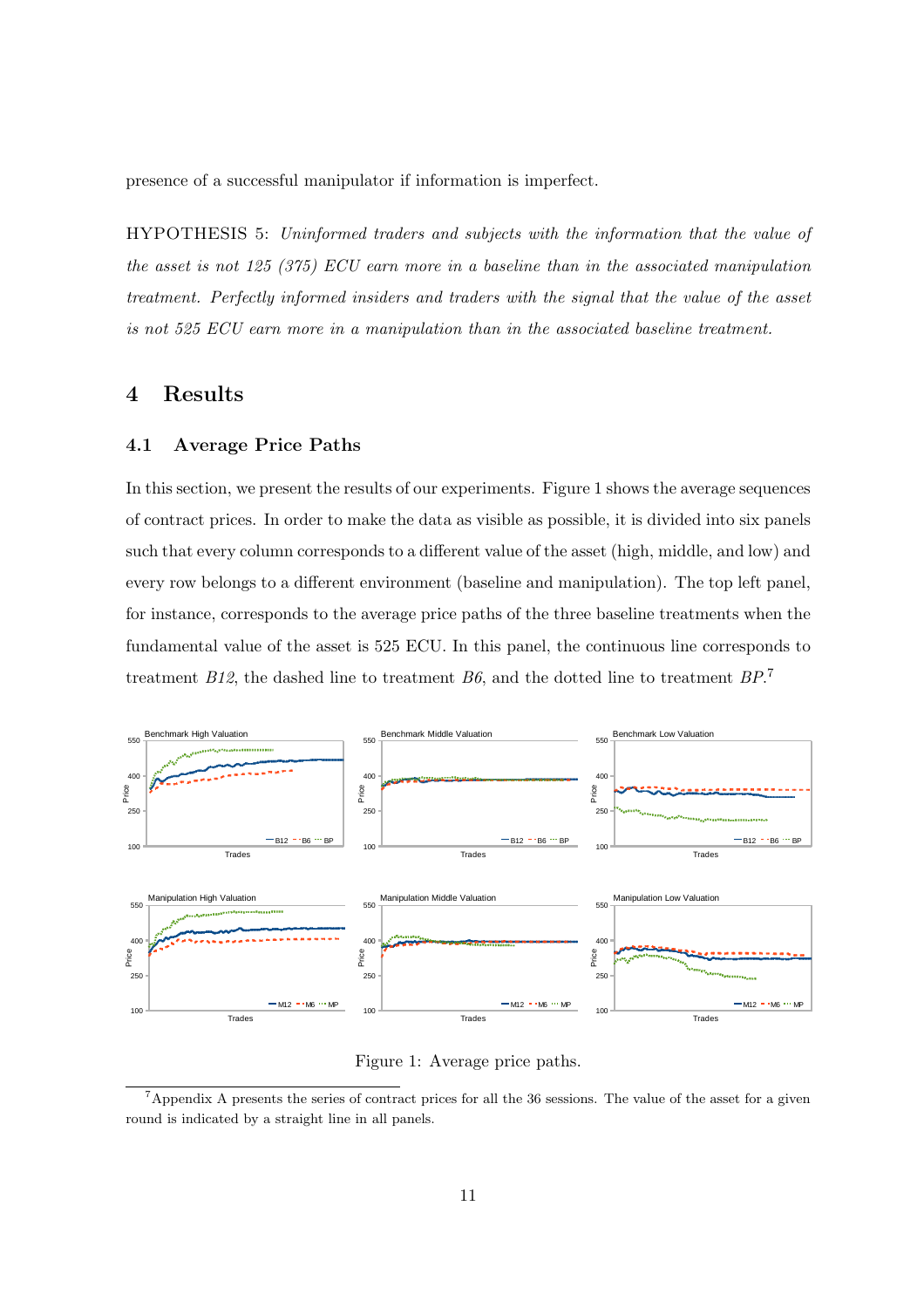presence of a successful manipulator if information is imperfect.

HYPOTHESIS 5: *Uninformed traders and subjects with the information that the value of the asset is not 125 (375) ECU earn more in a baseline than in the associated manipulation treatment. Perfectly informed insiders and traders with the signal that the value of the asset is not 525 ECU earn more in a manipulation than in the associated baseline treatment.*

# 4 Results

## 4.1 Average Price Paths

In this section, we present the results of our experiments. Figure 1 shows the average sequences of contract prices. In order to make the data as visible as possible, it is divided into six panels such that every column corresponds to a different value of the asset (high, middle, and low) and every row belongs to a different environment (baseline and manipulation). The top left panel, for instance, corresponds to the average price paths of the three baseline treatments when the fundamental value of the asset is 525 ECU. In this panel, the continuous line corresponds to treatment *B12*, the dashed line to treatment *B6*, and the dotted line to treatment *BP*.[7]

Figure 1: Average price paths.

[7] Appendix A presents the series of contract prices for all the 36 sessions. The value of the asset for a given round is indicated by a straight line in all panels.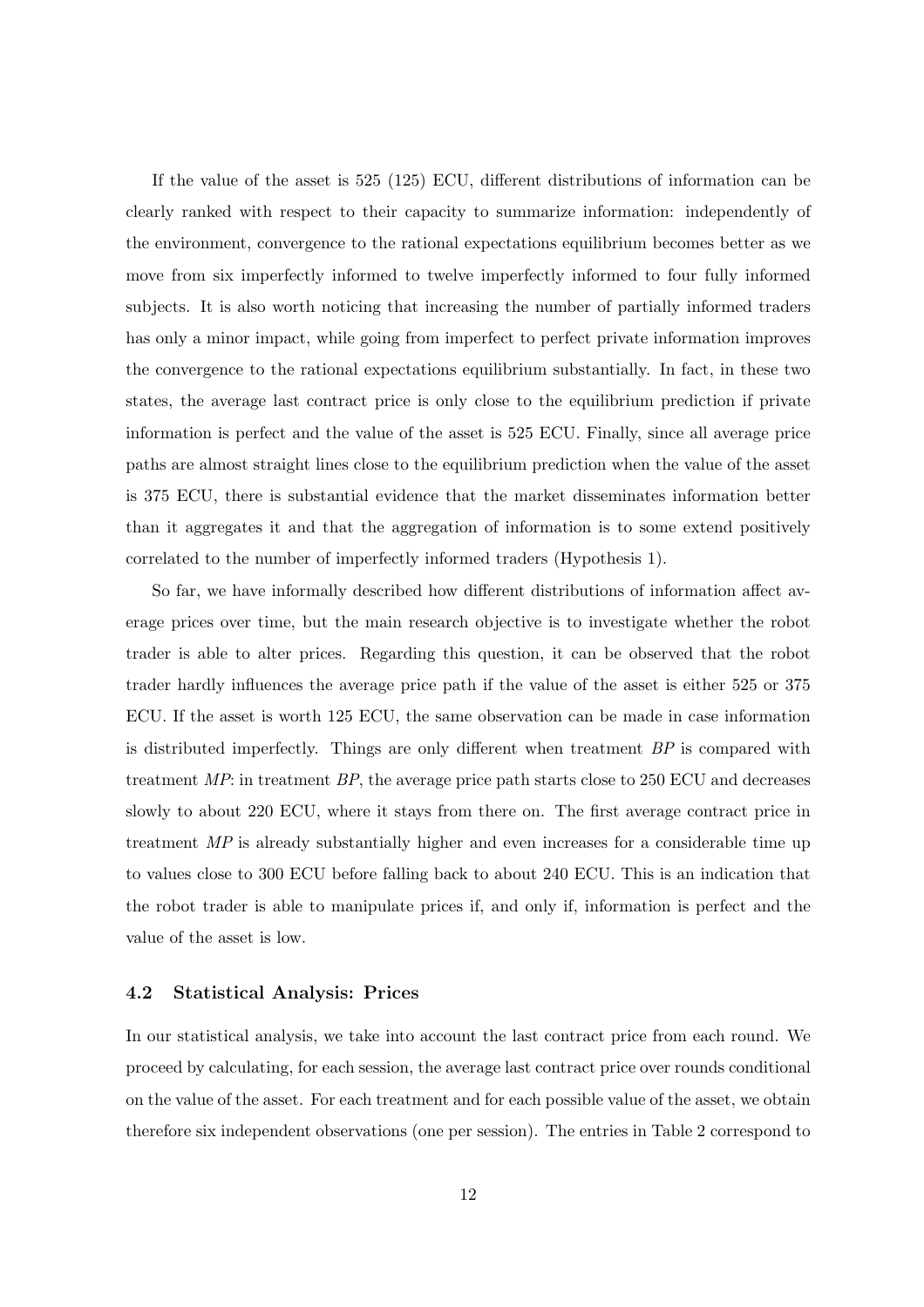If the value of the asset is 525 (125) ECU, different distributions of information can be clearly ranked with respect to their capacity to summarize information: independently of the environment, convergence to the rational expectations equilibrium becomes better as we move from six imperfectly informed to twelve imperfectly informed to four fully informed subjects. It is also worth noticing that increasing the number of partially informed traders has only a minor impact, while going from imperfect to perfect private information improves the convergence to the rational expectations equilibrium substantially. In fact, in these two states, the average last contract price is only close to the equilibrium prediction if private information is perfect and the value of the asset is 525 ECU. Finally, since all average price paths are almost straight lines close to the equilibrium prediction when the value of the asset is 375 ECU, there is substantial evidence that the market disseminates information better than it aggregates it and that the aggregation of information is to some extend positively correlated to the number of imperfectly informed traders (Hypothesis 1).

So far, we have informally described how different distributions of information affect average prices over time, but the main research objective is to investigate whether the robot trader is able to alter prices. Regarding this question, it can be observed that the robot trader hardly influences the average price path if the value of the asset is either 525 or 375 ECU. If the asset is worth 125 ECU, the same observation can be made in case information is distributed imperfectly. Things are only different when treatment *BP* is compared with treatment *MP*: in treatment *BP*, the average price path starts close to 250 ECU and decreases slowly to about 220 ECU, where it stays from there on. The first average contract price in treatment *MP* is already substantially higher and even increases for a considerable time up to values close to 300 ECU before falling back to about 240 ECU. This is an indication that the robot trader is able to manipulate prices if, and only if, information is perfect and the value of the asset is low.

### 4.2 Statistical Analysis: Prices

In our statistical analysis, we take into account the last contract price from each round. We proceed by calculating, for each session, the average last contract price over rounds conditional on the value of the asset. For each treatment and for each possible value of the asset, we obtain therefore six independent observations (one per session). The entries in Table 2 correspond to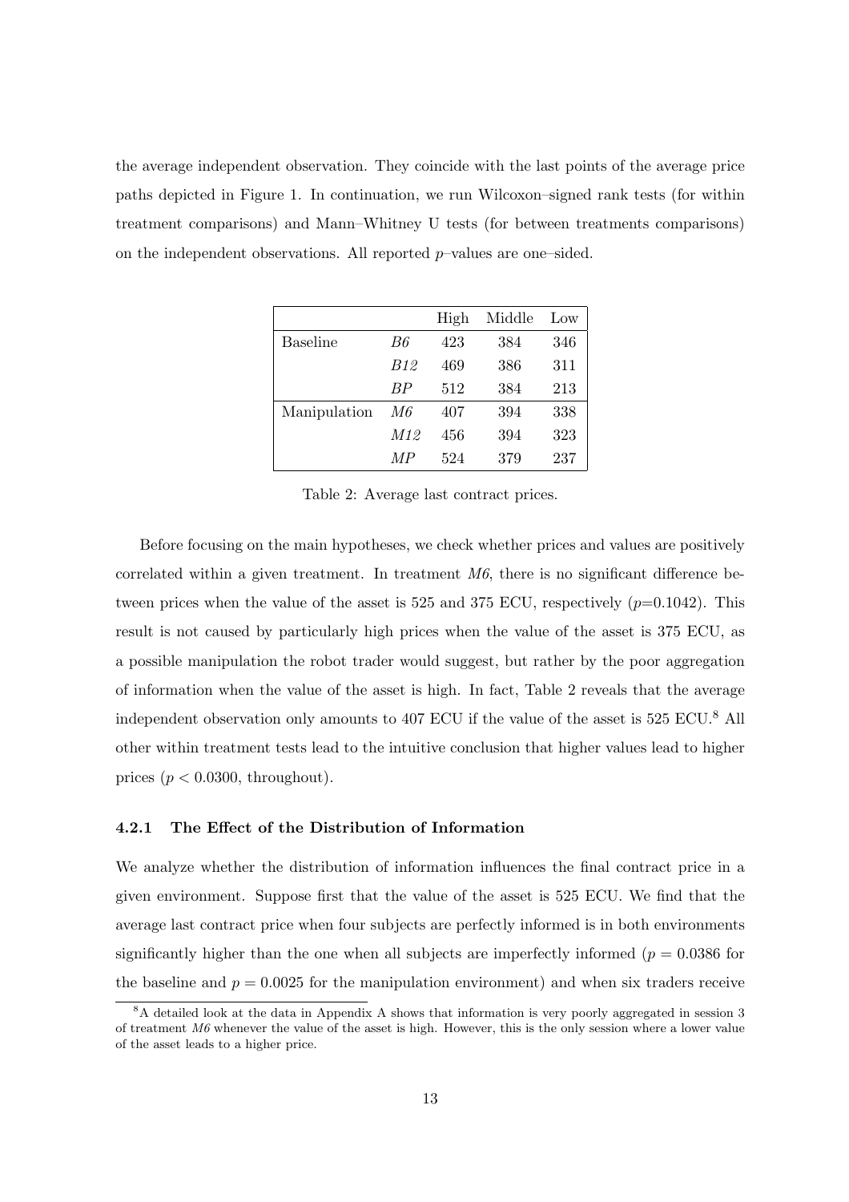the average independent observation. They coincide with the last points of the average price paths depicted in Figure 1. In continuation, we run Wilcoxon–signed rank tests (for within treatment comparisons) and Mann–Whitney U tests (for between treatments comparisons) on the independent observations. All reported $p$–values are one–sided.

| | | High | Middle | Low |
|---|---|---|---|---|
| Baseline | *B6* | 423 | 384 | 346 |
| | *B12* | 469 | 386 | 311 |
| | *BP* | 512 | 384 | 213 |
| Manipulation | *M6* | 407 | 394 | 338 |
| | *M12* | 456 | 394 | 323 |
| | *MP* | 524 | 379 | 237 |

Table 2: Average last contract prices.

Before focusing on the main hypotheses, we check whether prices and values are positively correlated within a given treatment. In treatment *M6*, there is no significant difference between prices when the value of the asset is 525 and 375 ECU, respectively ($p$=0.1042). This result is not caused by particularly high prices when the value of the asset is 375 ECU, as a possible manipulation the robot trader would suggest, but rather by the poor aggregation of information when the value of the asset is high. In fact, Table 2 reveals that the average independent observation only amounts to 407 ECU if the value of the asset is 525 ECU.[8] All other within treatment tests lead to the intuitive conclusion that higher values lead to higher prices ($p < 0.0300$, throughout).

### 4.2.1 The Effect of the Distribution of Information

We analyze whether the distribution of information influences the final contract price in a given environment. Suppose first that the value of the asset is 525 ECU. We find that the average last contract price when four subjects are perfectly informed is in both environments significantly higher than the one when all subjects are imperfectly informed ($p = 0.0386$ for the baseline and $p = 0.0025$ for the manipulation environment) and when six traders receive

[8] A detailed look at the data in Appendix A shows that information is very poorly aggregated in session 3 of treatment *M6* whenever the value of the asset is high. However, this is the only session where a lower value of the asset leads to a higher price.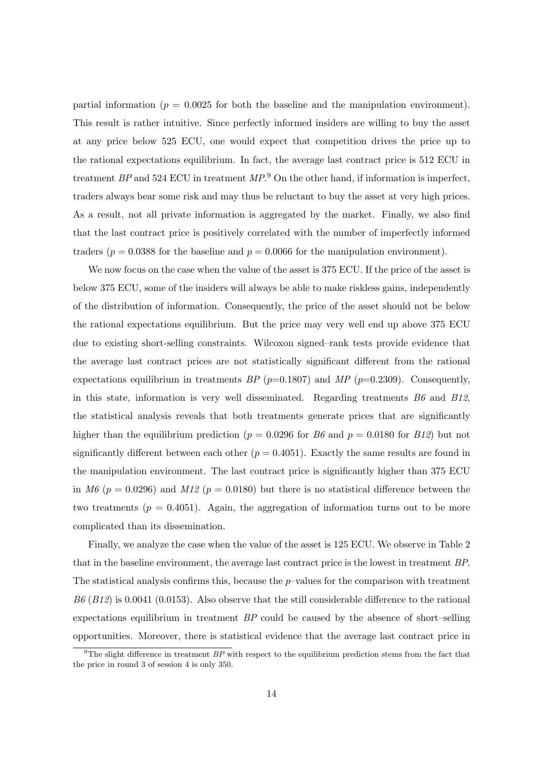partial information ($p = 0.0025$ for both the baseline and the manipulation environment). This result is rather intuitive. Since perfectly informed insiders are willing to buy the asset at any price below 525 ECU, one would expect that competition drives the price up to the rational expectations equilibrium. In fact, the average last contract price is 512 ECU in treatment *BP* and 524 ECU in treatment *MP*.[9] On the other hand, if information is imperfect, traders always bear some risk and may thus be reluctant to buy the asset at very high prices. As a result, not all private information is aggregated by the market. Finally, we also find that the last contract price is positively correlated with the number of imperfectly informed traders ($p = 0.0388$ for the baseline and $p = 0.0066$ for the manipulation environment).

We now focus on the case when the value of the asset is 375 ECU. If the price of the asset is below 375 ECU, some of the insiders will always be able to make riskless gains, independently of the distribution of information. Consequently, the price of the asset should not be below the rational expectations equilibrium. But the price may very well end up above 375 ECU due to existing short-selling constraints. Wilcoxon signed–rank tests provide evidence that the average last contract prices are not statistically significant different from the rational expectations equilibrium in treatments *BP* ($p$=0.1807) and *MP* ($p$=0.2309). Consequently, in this state, information is very well disseminated. Regarding treatments *B6* and *B12*, the statistical analysis reveals that both treatments generate prices that are significantly higher than the equilibrium prediction ($p = 0.0296$ for *B6* and $p = 0.0180$ for *B12*) but not significantly different between each other ($p = 0.4051$). Exactly the same results are found in the manipulation environment. The last contract price is significantly higher than 375 ECU in *M6* ($p = 0.0296$) and *M12* ($p = 0.0180$) but there is no statistical difference between the two treatments ($p = 0.4051$). Again, the aggregation of information turns out to be more complicated than its dissemination.

Finally, we analyze the case when the value of the asset is 125 ECU. We observe in Table 2 that in the baseline environment, the average last contract price is the lowest in treatment *BP*. The statistical analysis confirms this, because the $p$–values for the comparison with treatment *B6* (*B12*) is 0.0041 (0.0153). Also observe that the still considerable difference to the rational expectations equilibrium in treatment *BP* could be caused by the absence of short–selling opportunities. Moreover, there is statistical evidence that the average last contract price in

[9] The slight difference in treatment *BP* with respect to the equilibrium prediction stems from the fact that the price in round 3 of session 4 is only 350.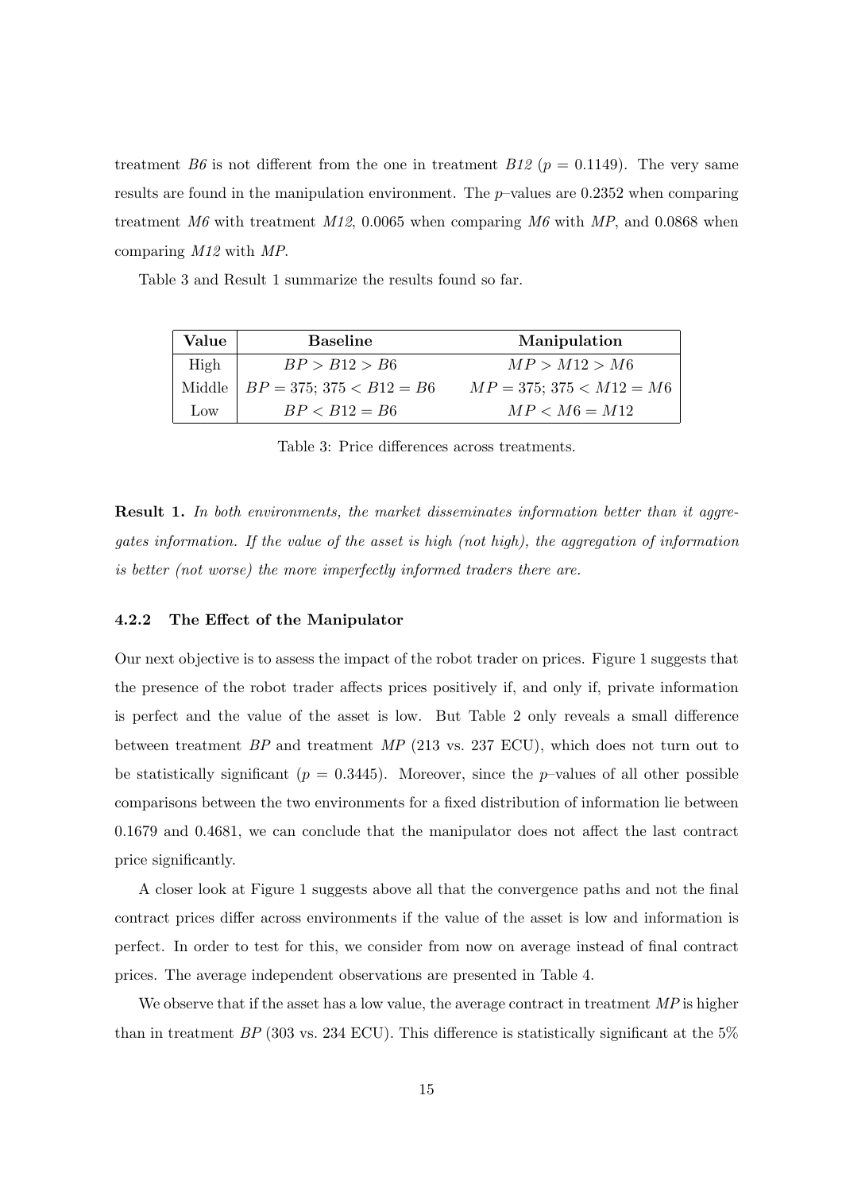treatment *B6* is not different from the one in treatment *B12* ($p = 0.1149$). The very same results are found in the manipulation environment. The $p$–values are 0.2352 when comparing treatment *M6* with treatment *M12*, 0.0065 when comparing *M6* with *MP*, and 0.0868 when comparing *M12* with *MP*.

Table 3 and Result 1 summarize the results found so far.

| **Value** | **Baseline** | **Manipulation** |
| --- | --- | --- |
| High | $BP > B12 > B6$ | $MP > M12 > M6$ |
| Middle | $BP = 375$; $375 < B12 = B6$ | $MP = 375$; $375 < M12 = M6$ |
| Low | $BP < B12 = B6$ | $MP < M6 = M12$ |

Table 3: Price differences across treatments.

**Result 1.** *In both environments, the market disseminates information better than it aggregates information. If the value of the asset is high (not high), the aggregation of information is better (not worse) the more imperfectly informed traders there are.*

#### 4.2.2 The Effect of the Manipulator

Our next objective is to assess the impact of the robot trader on prices. Figure 1 suggests that the presence of the robot trader affects prices positively if, and only if, private information is perfect and the value of the asset is low. But Table 2 only reveals a small difference between treatment *BP* and treatment *MP* (213 vs. 237 ECU), which does not turn out to be statistically significant ($p = 0.3445$). Moreover, since the $p$–values of all other possible comparisons between the two environments for a fixed distribution of information lie between 0.1679 and 0.4681, we can conclude that the manipulator does not affect the last contract price significantly.

A closer look at Figure 1 suggests above all that the convergence paths and not the final contract prices differ across environments if the value of the asset is low and information is perfect. In order to test for this, we consider from now on average instead of final contract prices. The average independent observations are presented in Table 4.

We observe that if the asset has a low value, the average contract in treatment *MP* is higher than in treatment *BP* (303 vs. 234 ECU). This difference is statistically significant at the 5%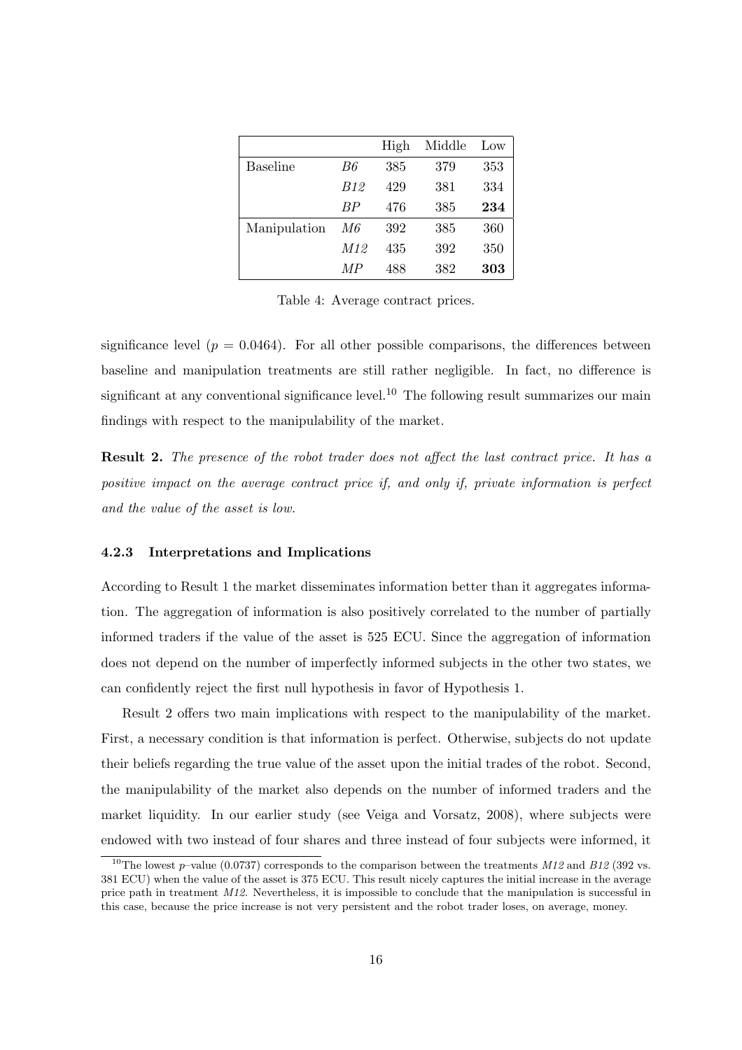| | | High | Middle | Low |
|---|---|---|---|---|
| Baseline | *B6* | 385 | 379 | 353 |
| | *B12* | 429 | 381 | 334 |
| | *BP* | 476 | 385 | **234** |
| Manipulation | *M6* | 392 | 385 | 360 |
| | *M12* | 435 | 392 | 350 |
| | *MP* | 488 | 382 | **303** |

Table 4: Average contract prices.

significance level ($p = 0.0464$). For all other possible comparisons, the differences between baseline and manipulation treatments are still rather negligible. In fact, no difference is significant at any conventional significance level.[10] The following result summarizes our main findings with respect to the manipulability of the market.

**Result 2.** *The presence of the robot trader does not affect the last contract price. It has a positive impact on the average contract price if, and only if, private information is perfect and the value of the asset is low.*

### 4.2.3 Interpretations and Implications

According to Result 1 the market disseminates information better than it aggregates information. The aggregation of information is also positively correlated to the number of partially informed traders if the value of the asset is 525 ECU. Since the aggregation of information does not depend on the number of imperfectly informed subjects in the other two states, we can confidently reject the first null hypothesis in favor of Hypothesis 1.

Result 2 offers two main implications with respect to the manipulability of the market. First, a necessary condition is that information is perfect. Otherwise, subjects do not update their beliefs regarding the true value of the asset upon the initial trades of the robot. Second, the manipulability of the market also depends on the number of informed traders and the market liquidity. In our earlier study (see Veiga and Vorsatz, 2008), where subjects were endowed with two instead of four shares and three instead of four subjects were informed, it

[10] The lowest $p$–value (0.0737) corresponds to the comparison between the treatments *M12* and *B12* (392 vs. 381 ECU) when the value of the asset is 375 ECU. This result nicely captures the initial increase in the average price path in treatment *M12*. Nevertheless, it is impossible to conclude that the manipulation is successful in this case, because the price increase is not very persistent and the robot trader loses, on average, money.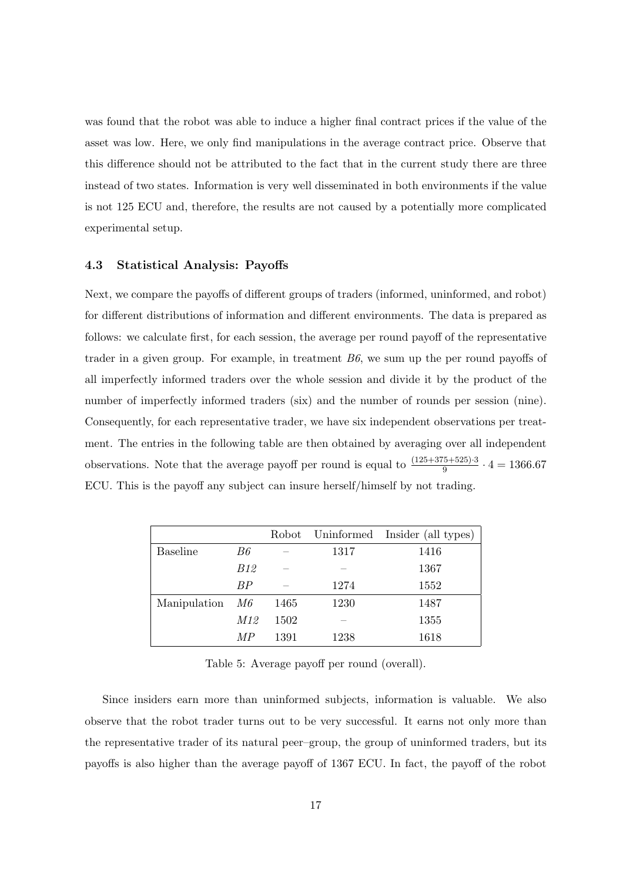was found that the robot was able to induce a higher final contract prices if the value of the asset was low. Here, we only find manipulations in the average contract price. Observe that this difference should not be attributed to the fact that in the current study there are three instead of two states. Information is very well disseminated in both environments if the value is not 125 ECU and, therefore, the results are not caused by a potentially more complicated experimental setup.

### 4.3 Statistical Analysis: Payoffs

Next, we compare the payoffs of different groups of traders (informed, uninformed, and robot) for different distributions of information and different environments. The data is prepared as follows: we calculate first, for each session, the average per round payoff of the representative trader in a given group. For example, in treatment *B6*, we sum up the per round payoffs of all imperfectly informed traders over the whole session and divide it by the product of the number of imperfectly informed traders (six) and the number of rounds per session (nine). Consequently, for each representative trader, we have six independent observations per treatment. The entries in the following table are then obtained by averaging over all independent observations. Note that the average payoff per round is equal to $\frac{(125+375+525)\cdot 3}{9} \cdot 4 = 1366.67$ ECU. This is the payoff any subject can insure herself/himself by not trading.

| | | Robot | Uninformed | Insider (all types) |
|---|---|---|---|---|
| Baseline | *B6* | – | 1317 | 1416 |
| | *B12* | – | – | 1367 |
| | *BP* | – | 1274 | 1552 |
| Manipulation | *M6* | 1465 | 1230 | 1487 |
| | *M12* | 1502 | – | 1355 |
| | *MP* | 1391 | 1238 | 1618 |

Table 5: Average payoff per round (overall).

Since insiders earn more than uninformed subjects, information is valuable. We also observe that the robot trader turns out to be very successful. It earns not only more than the representative trader of its natural peer–group, the group of uninformed traders, but its payoffs is also higher than the average payoff of 1367 ECU. In fact, the payoff of the robot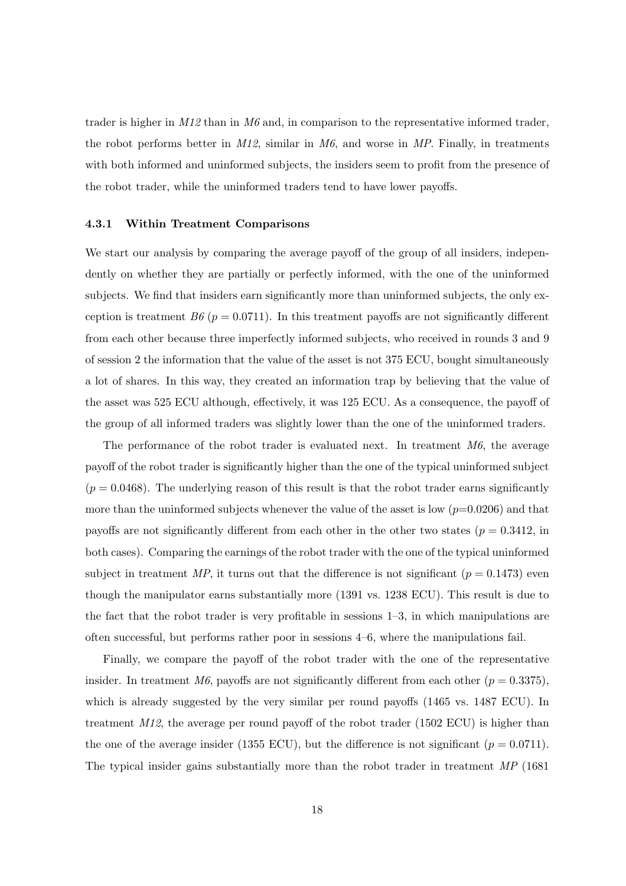trader is higher in *M12* than in *M6* and, in comparison to the representative informed trader, the robot performs better in *M12*, similar in *M6*, and worse in *MP*. Finally, in treatments with both informed and uninformed subjects, the insiders seem to profit from the presence of the robot trader, while the uninformed traders tend to have lower payoffs.

### 4.3.1 Within Treatment Comparisons

We start our analysis by comparing the average payoff of the group of all insiders, independently on whether they are partially or perfectly informed, with the one of the uninformed subjects. We find that insiders earn significantly more than uninformed subjects, the only exception is treatment *B6* ($p = 0.0711$). In this treatment payoffs are not significantly different from each other because three imperfectly informed subjects, who received in rounds 3 and 9 of session 2 the information that the value of the asset is not 375 ECU, bought simultaneously a lot of shares. In this way, they created an information trap by believing that the value of the asset was 525 ECU although, effectively, it was 125 ECU. As a consequence, the payoff of the group of all informed traders was slightly lower than the one of the uninformed traders.

The performance of the robot trader is evaluated next. In treatment *M6*, the average payoff of the robot trader is significantly higher than the one of the typical uninformed subject ($p = 0.0468$). The underlying reason of this result is that the robot trader earns significantly more than the uninformed subjects whenever the value of the asset is low ($p$=0.0206) and that payoffs are not significantly different from each other in the other two states ($p = 0.3412$, in both cases). Comparing the earnings of the robot trader with the one of the typical uninformed subject in treatment *MP*, it turns out that the difference is not significant ($p = 0.1473$) even though the manipulator earns substantially more (1391 vs. 1238 ECU). This result is due to the fact that the robot trader is very profitable in sessions 1–3, in which manipulations are often successful, but performs rather poor in sessions 4–6, where the manipulations fail.

Finally, we compare the payoff of the robot trader with the one of the representative insider. In treatment *M6*, payoffs are not significantly different from each other ($p = 0.3375$), which is already suggested by the very similar per round payoffs (1465 vs. 1487 ECU). In treatment *M12*, the average per round payoff of the robot trader (1502 ECU) is higher than the one of the average insider (1355 ECU), but the difference is not significant ($p = 0.0711$). The typical insider gains substantially more than the robot trader in treatment *MP* (1681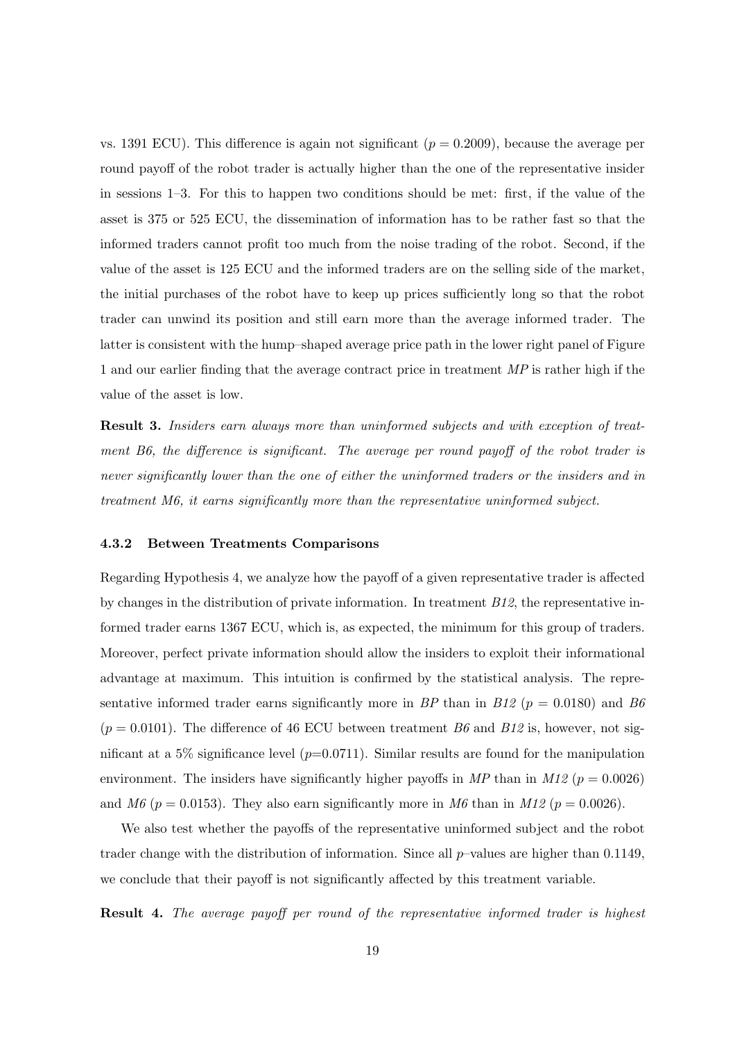vs. 1391 ECU). This difference is again not significant ($p = 0.2009$), because the average per round payoff of the robot trader is actually higher than the one of the representative insider in sessions 1–3. For this to happen two conditions should be met: first, if the value of the asset is 375 or 525 ECU, the dissemination of information has to be rather fast so that the informed traders cannot profit too much from the noise trading of the robot. Second, if the value of the asset is 125 ECU and the informed traders are on the selling side of the market, the initial purchases of the robot have to keep up prices sufficiently long so that the robot trader can unwind its position and still earn more than the average informed trader. The latter is consistent with the hump–shaped average price path in the lower right panel of Figure 1 and our earlier finding that the average contract price in treatment *MP* is rather high if the value of the asset is low.

**Result 3.** *Insiders earn always more than uninformed subjects and with exception of treatment B6, the difference is significant. The average per round payoff of the robot trader is never significantly lower than the one of either the uninformed traders or the insiders and in treatment M6, it earns significantly more than the representative uninformed subject.*

### 4.3.2 Between Treatments Comparisons

Regarding Hypothesis 4, we analyze how the payoff of a given representative trader is affected by changes in the distribution of private information. In treatment *B12*, the representative informed trader earns 1367 ECU, which is, as expected, the minimum for this group of traders. Moreover, perfect private information should allow the insiders to exploit their informational advantage at maximum. This intuition is confirmed by the statistical analysis. The representative informed trader earns significantly more in *BP* than in *B12* ($p = 0.0180$) and *B6* ($p = 0.0101$). The difference of 46 ECU between treatment *B6* and *B12* is, however, not significant at a 5% significance level ($p$=0.0711). Similar results are found for the manipulation environment. The insiders have significantly higher payoffs in *MP* than in *M12* ($p = 0.0026$) and *M6* ($p = 0.0153$). They also earn significantly more in *M6* than in *M12* ($p = 0.0026$).

We also test whether the payoffs of the representative uninformed subject and the robot trader change with the distribution of information. Since all $p$–values are higher than 0.1149, we conclude that their payoff is not significantly affected by this treatment variable.

**Result 4.** *The average payoff per round of the representative informed trader is highest*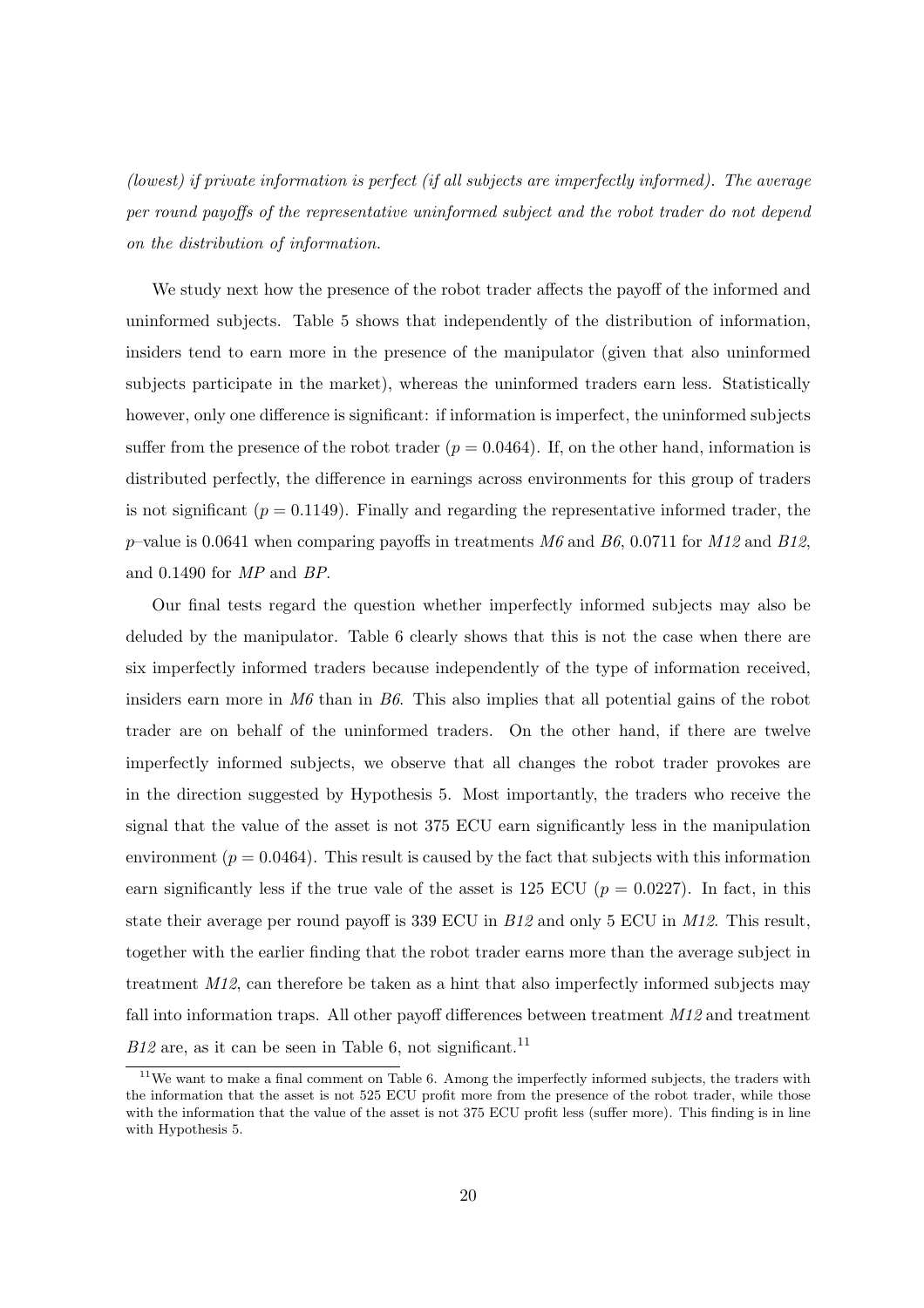*(lowest) if private information is perfect (if all subjects are imperfectly informed). The average per round payoffs of the representative uninformed subject and the robot trader do not depend on the distribution of information.*

We study next how the presence of the robot trader affects the payoff of the informed and uninformed subjects. Table 5 shows that independently of the distribution of information, insiders tend to earn more in the presence of the manipulator (given that also uninformed subjects participate in the market), whereas the uninformed traders earn less. Statistically however, only one difference is significant: if information is imperfect, the uninformed subjects suffer from the presence of the robot trader ($p = 0.0464$). If, on the other hand, information is distributed perfectly, the difference in earnings across environments for this group of traders is not significant ($p = 0.1149$). Finally and regarding the representative informed trader, the $p$–value is 0.0641 when comparing payoffs in treatments *M6* and *B6*, 0.0711 for *M12* and *B12*, and 0.1490 for *MP* and *BP*.

Our final tests regard the question whether imperfectly informed subjects may also be deluded by the manipulator. Table 6 clearly shows that this is not the case when there are six imperfectly informed traders because independently of the type of information received, insiders earn more in *M6* than in *B6*. This also implies that all potential gains of the robot trader are on behalf of the uninformed traders. On the other hand, if there are twelve imperfectly informed subjects, we observe that all changes the robot trader provokes are in the direction suggested by Hypothesis 5. Most importantly, the traders who receive the signal that the value of the asset is not 375 ECU earn significantly less in the manipulation environment ($p = 0.0464$). This result is caused by the fact that subjects with this information earn significantly less if the true vale of the asset is 125 ECU ($p = 0.0227$). In fact, in this state their average per round payoff is 339 ECU in *B12* and only 5 ECU in *M12*. This result, together with the earlier finding that the robot trader earns more than the average subject in treatment *M12*, can therefore be taken as a hint that also imperfectly informed subjects may fall into information traps. All other payoff differences between treatment *M12* and treatment *B12* are, as it can be seen in Table 6, not significant.[11]

[11] We want to make a final comment on Table 6. Among the imperfectly informed subjects, the traders with the information that the asset is not 525 ECU profit more from the presence of the robot trader, while those with the information that the value of the asset is not 375 ECU profit less (suffer more). This finding is in line with Hypothesis 5.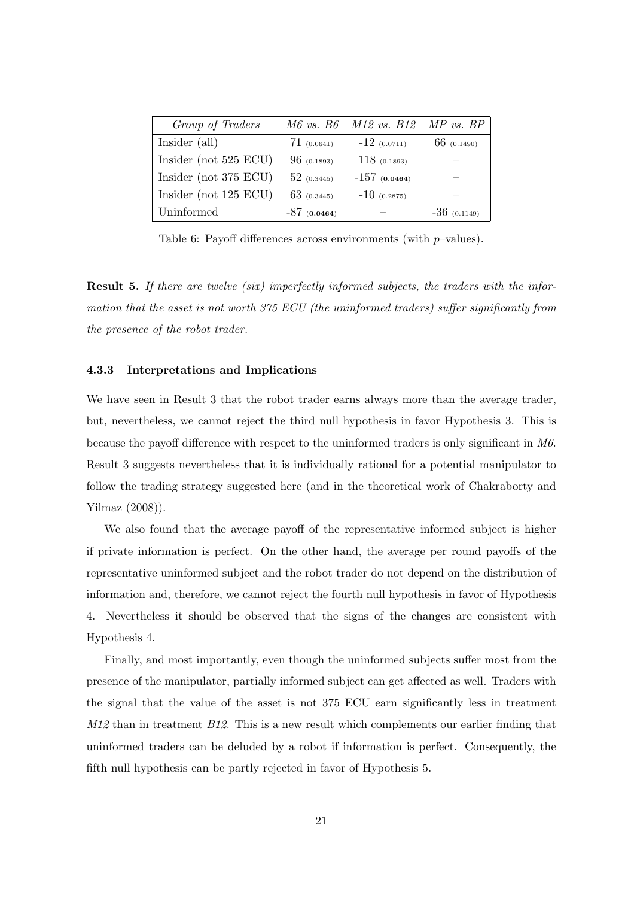| *Group of Traders* | *M6 vs. B6* | *M12 vs. B12* | *MP vs. BP* |
|---|---|---|---|
| Insider (all) | 71 (0.0641) | -12 (0.0711) | 66 (0.1490) |
| Insider (not 525 ECU) | 96 (0.1893) | 118 (0.1893) | – |
| Insider (not 375 ECU) | 52 (0.3445) | -157 (**0.0464**) | – |
| Insider (not 125 ECU) | 63 (0.3445) | -10 (0.2875) | – |
| Uninformed | -87 (**0.0464**) | – | -36 (0.1149) |

Table 6: Payoff differences across environments (with $p$–values).

**Result 5.** *If there are twelve (six) imperfectly informed subjects, the traders with the information that the asset is not worth 375 ECU (the uninformed traders) suffer significantly from the presence of the robot trader.*

### 4.3.3 Interpretations and Implications

We have seen in Result 3 that the robot trader earns always more than the average trader, but, nevertheless, we cannot reject the third null hypothesis in favor Hypothesis 3. This is because the payoff difference with respect to the uninformed traders is only significant in *M6*. Result 3 suggests nevertheless that it is individually rational for a potential manipulator to follow the trading strategy suggested here (and in the theoretical work of Chakraborty and Yilmaz (2008)).

We also found that the average payoff of the representative informed subject is higher if private information is perfect. On the other hand, the average per round payoffs of the representative uninformed subject and the robot trader do not depend on the distribution of information and, therefore, we cannot reject the fourth null hypothesis in favor of Hypothesis 4. Nevertheless it should be observed that the signs of the changes are consistent with Hypothesis 4.

Finally, and most importantly, even though the uninformed subjects suffer most from the presence of the manipulator, partially informed subject can get affected as well. Traders with the signal that the value of the asset is not 375 ECU earn significantly less in treatment *M12* than in treatment *B12*. This is a new result which complements our earlier finding that uninformed traders can be deluded by a robot if information is perfect. Consequently, the fifth null hypothesis can be partly rejected in favor of Hypothesis 5.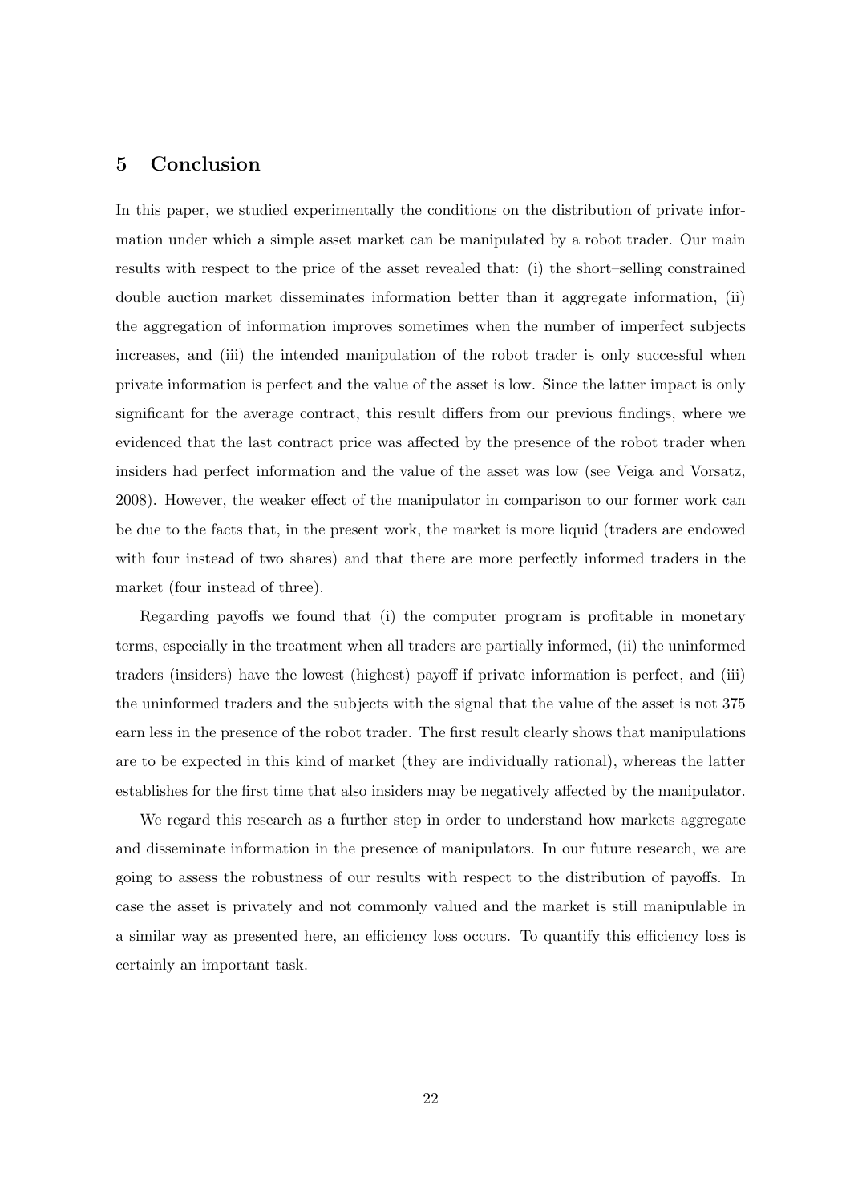## 5 Conclusion

In this paper, we studied experimentally the conditions on the distribution of private information under which a simple asset market can be manipulated by a robot trader. Our main results with respect to the price of the asset revealed that: (i) the short–selling constrained double auction market disseminates information better than it aggregate information, (ii) the aggregation of information improves sometimes when the number of imperfect subjects increases, and (iii) the intended manipulation of the robot trader is only successful when private information is perfect and the value of the asset is low. Since the latter impact is only significant for the average contract, this result differs from our previous findings, where we evidenced that the last contract price was affected by the presence of the robot trader when insiders had perfect information and the value of the asset was low (see Veiga and Vorsatz, 2008). However, the weaker effect of the manipulator in comparison to our former work can be due to the facts that, in the present work, the market is more liquid (traders are endowed with four instead of two shares) and that there are more perfectly informed traders in the market (four instead of three).

Regarding payoffs we found that (i) the computer program is profitable in monetary terms, especially in the treatment when all traders are partially informed, (ii) the uninformed traders (insiders) have the lowest (highest) payoff if private information is perfect, and (iii) the uninformed traders and the subjects with the signal that the value of the asset is not 375 earn less in the presence of the robot trader. The first result clearly shows that manipulations are to be expected in this kind of market (they are individually rational), whereas the latter establishes for the first time that also insiders may be negatively affected by the manipulator.

We regard this research as a further step in order to understand how markets aggregate and disseminate information in the presence of manipulators. In our future research, we are going to assess the robustness of our results with respect to the distribution of payoffs. In case the asset is privately and not commonly valued and the market is still manipulable in a similar way as presented here, an efficiency loss occurs. To quantify this efficiency loss is certainly an important task.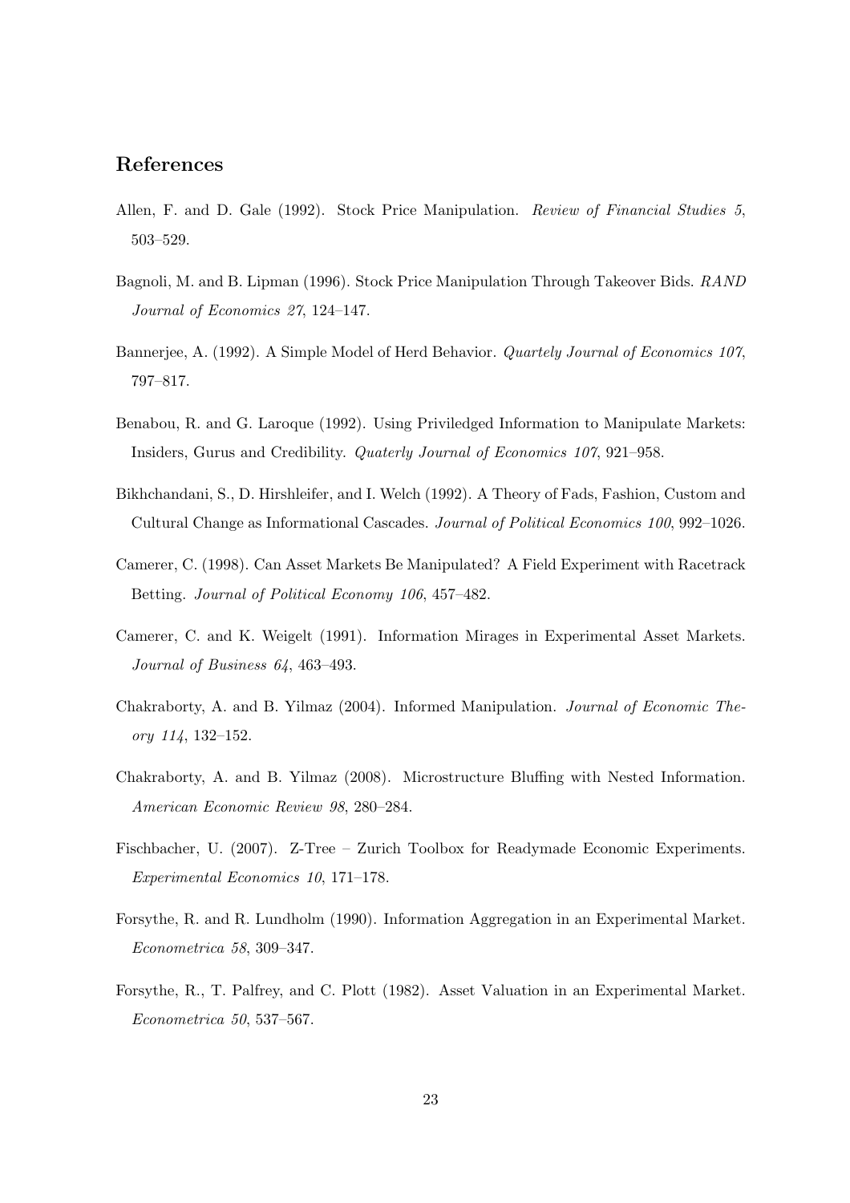## References

Allen, F. and D. Gale (1992). Stock Price Manipulation. *Review of Financial Studies 5*, 503–529.

Bagnoli, M. and B. Lipman (1996). Stock Price Manipulation Through Takeover Bids. *RAND Journal of Economics 27*, 124–147.

Bannerjee, A. (1992). A Simple Model of Herd Behavior. *Quartely Journal of Economics 107*, 797–817.

Benabou, R. and G. Laroque (1992). Using Priviledged Information to Manipulate Markets: Insiders, Gurus and Credibility. *Quaterly Journal of Economics 107*, 921–958.

Bikhchandani, S., D. Hirshleifer, and I. Welch (1992). A Theory of Fads, Fashion, Custom and Cultural Change as Informational Cascades. *Journal of Political Economics 100*, 992–1026.

Camerer, C. (1998). Can Asset Markets Be Manipulated? A Field Experiment with Racetrack Betting. *Journal of Political Economy 106*, 457–482.

Camerer, C. and K. Weigelt (1991). Information Mirages in Experimental Asset Markets. *Journal of Business 64*, 463–493.

Chakraborty, A. and B. Yilmaz (2004). Informed Manipulation. *Journal of Economic Theory 114*, 132–152.

Chakraborty, A. and B. Yilmaz (2008). Microstructure Bluffing with Nested Information. *American Economic Review 98*, 280–284.

Fischbacher, U. (2007). Z-Tree – Zurich Toolbox for Readymade Economic Experiments. *Experimental Economics 10*, 171–178.

Forsythe, R. and R. Lundholm (1990). Information Aggregation in an Experimental Market. *Econometrica 58*, 309–347.

Forsythe, R., T. Palfrey, and C. Plott (1982). Asset Valuation in an Experimental Market. *Econometrica 50*, 537–567.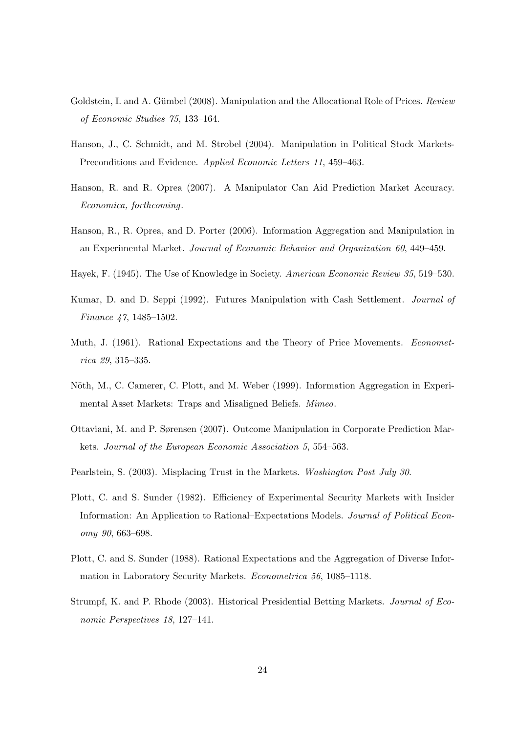Goldstein, I. and A. Gümbel (2008). Manipulation and the Allocational Role of Prices. *Review of Economic Studies 75*, 133–164.

Hanson, J., C. Schmidt, and M. Strobel (2004). Manipulation in Political Stock Markets-Preconditions and Evidence. *Applied Economic Letters 11*, 459–463.

Hanson, R. and R. Oprea (2007). A Manipulator Can Aid Prediction Market Accuracy. *Economica, forthcoming*.

Hanson, R., R. Oprea, and D. Porter (2006). Information Aggregation and Manipulation in an Experimental Market. *Journal of Economic Behavior and Organization 60*, 449–459.

Hayek, F. (1945). The Use of Knowledge in Society. *American Economic Review 35*, 519–530.

Kumar, D. and D. Seppi (1992). Futures Manipulation with Cash Settlement. *Journal of Finance 47*, 1485–1502.

Muth, J. (1961). Rational Expectations and the Theory of Price Movements. *Econometrica 29*, 315–335.

Nöth, M., C. Camerer, C. Plott, and M. Weber (1999). Information Aggregation in Experimental Asset Markets: Traps and Misaligned Beliefs. *Mimeo*.

Ottaviani, M. and P. Sørensen (2007). Outcome Manipulation in Corporate Prediction Markets. *Journal of the European Economic Association 5*, 554–563.

Pearlstein, S. (2003). Misplacing Trust in the Markets. *Washington Post July 30*.

Plott, C. and S. Sunder (1982). Efficiency of Experimental Security Markets with Insider Information: An Application to Rational–Expectations Models. *Journal of Political Economy 90*, 663–698.

Plott, C. and S. Sunder (1988). Rational Expectations and the Aggregation of Diverse Information in Laboratory Security Markets. *Econometrica 56*, 1085–1118.

Strumpf, K. and P. Rhode (2003). Historical Presidential Betting Markets. *Journal of Economic Perspectives 18*, 127–141.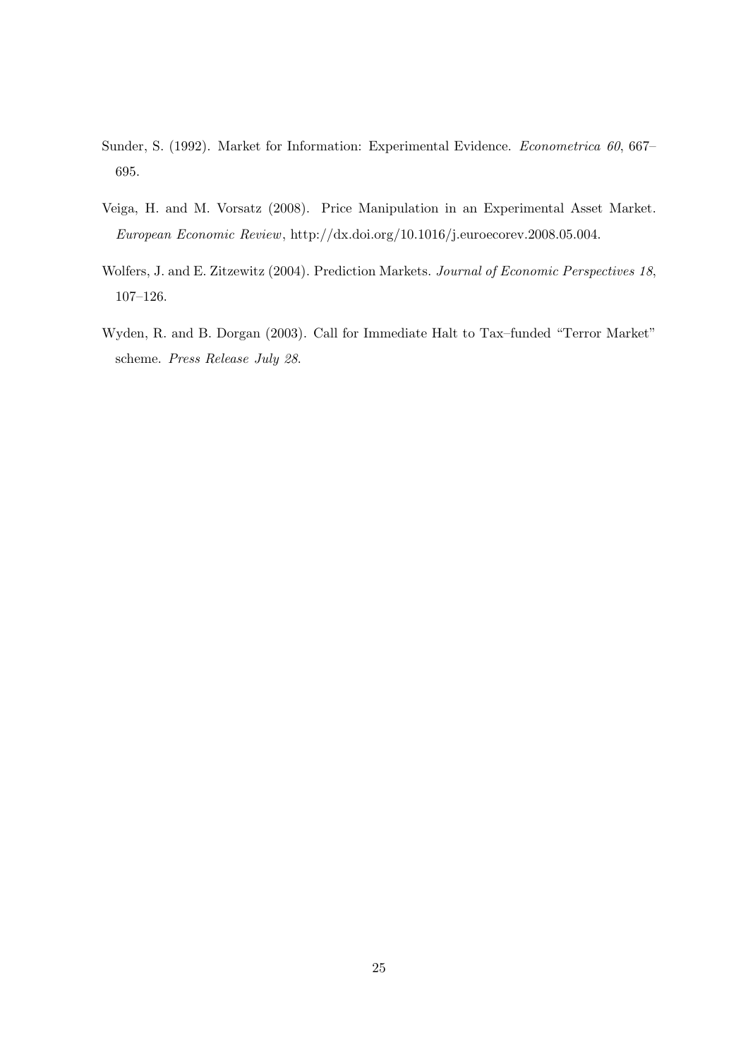Sunder, S. (1992). Market for Information: Experimental Evidence. *Econometrica 60*, 667–695.

Veiga, H. and M. Vorsatz (2008). Price Manipulation in an Experimental Asset Market. *European Economic Review*, http://dx.doi.org/10.1016/j.euroecorev.2008.05.004.

Wolfers, J. and E. Zitzewitz (2004). Prediction Markets. *Journal of Economic Perspectives 18*, 107–126.

Wyden, R. and B. Dorgan (2003). Call for Immediate Halt to Tax–funded "Terror Market" scheme. *Press Release July 28*.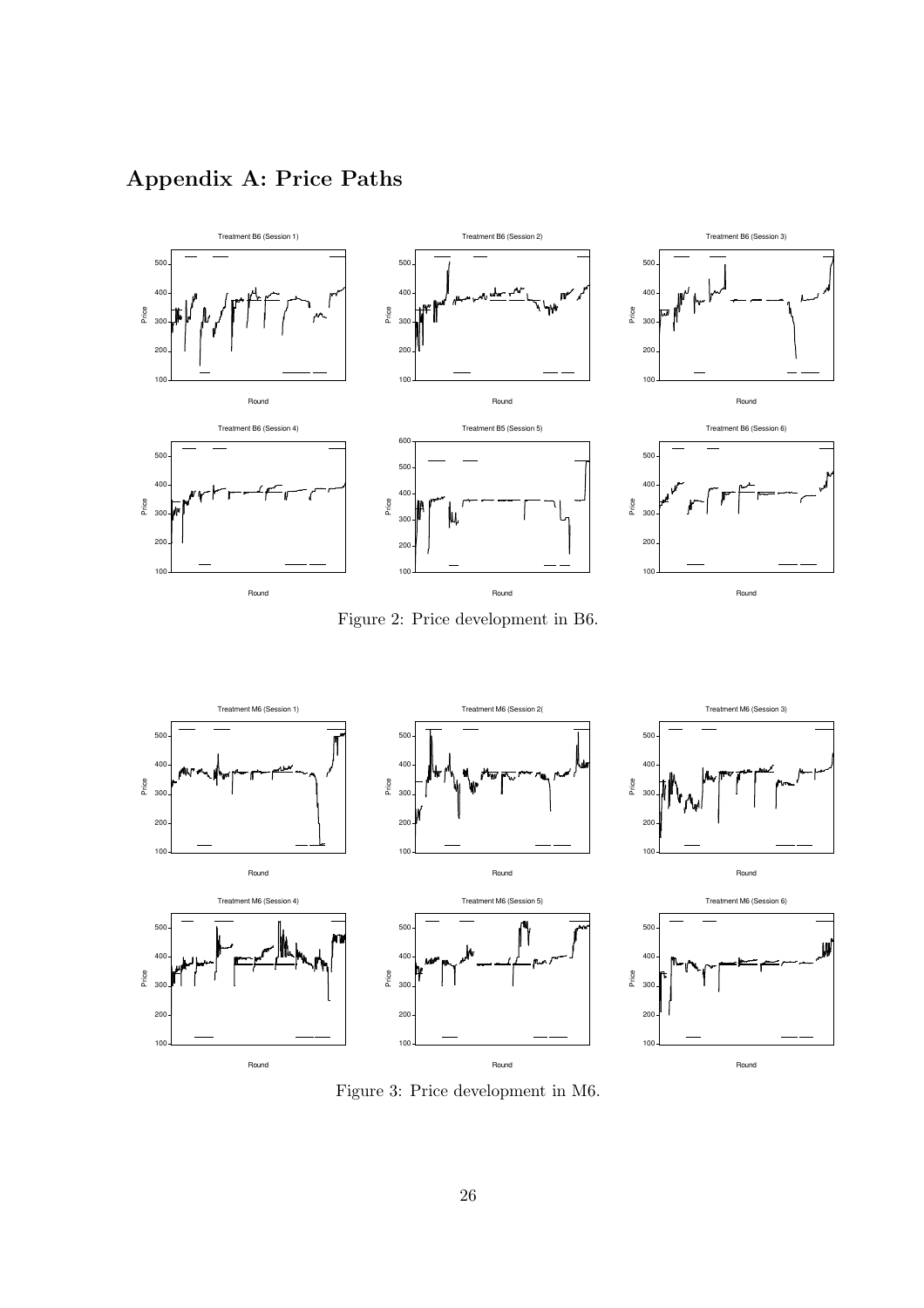# Appendix A: Price Paths

Figure 2: Price development in B6.

Figure 3: Price development in M6.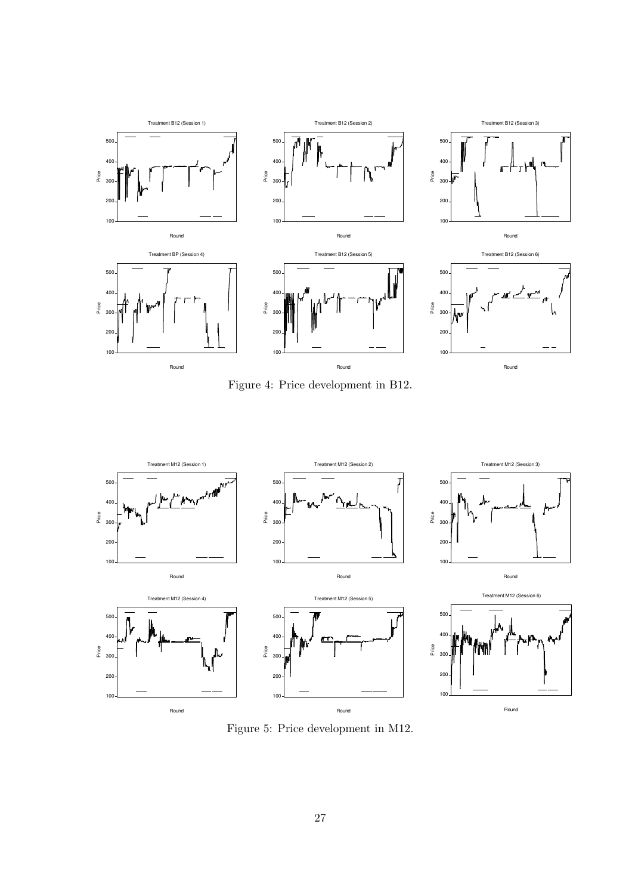Figure 4: Price development in B12.

Figure 5: Price development in M12.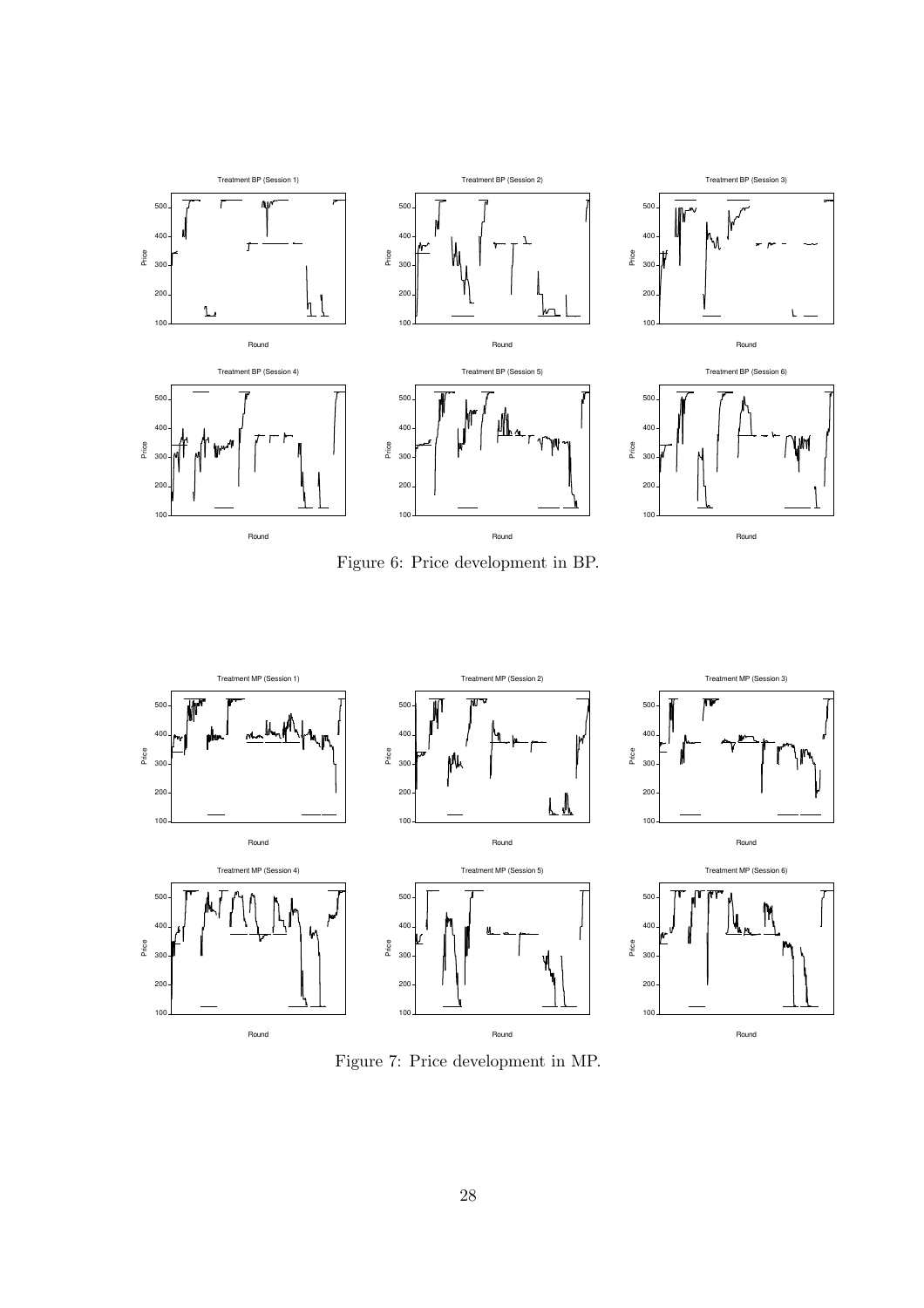Figure 6: Price development in BP.

Figure 7: Price development in MP.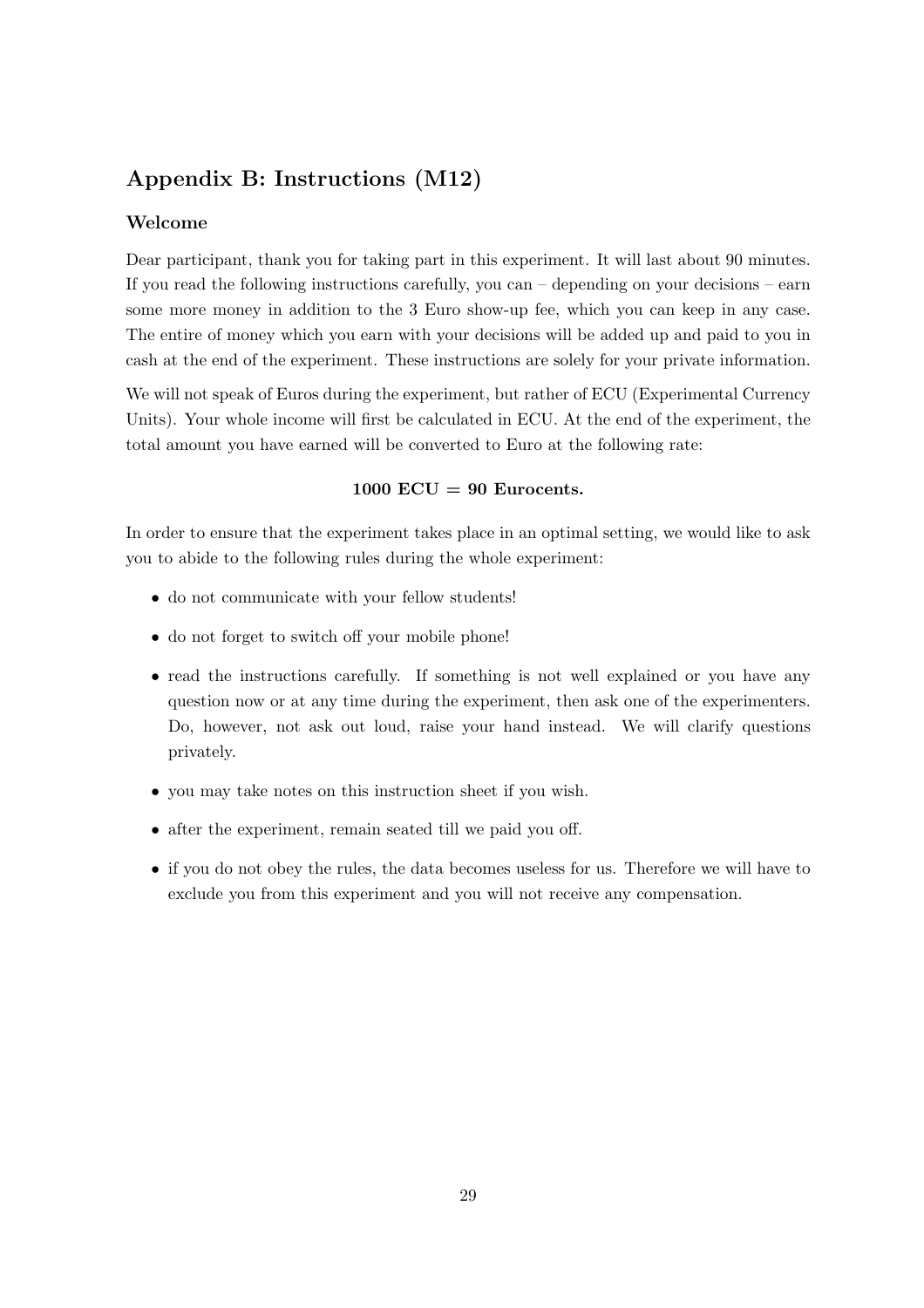## Appendix B: Instructions (M12)

### Welcome

Dear participant, thank you for taking part in this experiment. It will last about 90 minutes. If you read the following instructions carefully, you can – depending on your decisions – earn some more money in addition to the 3 Euro show-up fee, which you can keep in any case. The entire of money which you earn with your decisions will be added up and paid to you in cash at the end of the experiment. These instructions are solely for your private information.

We will not speak of Euros during the experiment, but rather of ECU (Experimental Currency Units). Your whole income will first be calculated in ECU. At the end of the experiment, the total amount you have earned will be converted to Euro at the following rate:

**1000 ECU = 90 Eurocents.**

In order to ensure that the experiment takes place in an optimal setting, we would like to ask you to abide to the following rules during the whole experiment:

- do not communicate with your fellow students!
- do not forget to switch off your mobile phone!
- read the instructions carefully. If something is not well explained or you have any question now or at any time during the experiment, then ask one of the experimenters. Do, however, not ask out loud, raise your hand instead. We will clarify questions privately.
- you may take notes on this instruction sheet if you wish.
- after the experiment, remain seated till we paid you off.
- if you do not obey the rules, the data becomes useless for us. Therefore we will have to exclude you from this experiment and you will not receive any compensation.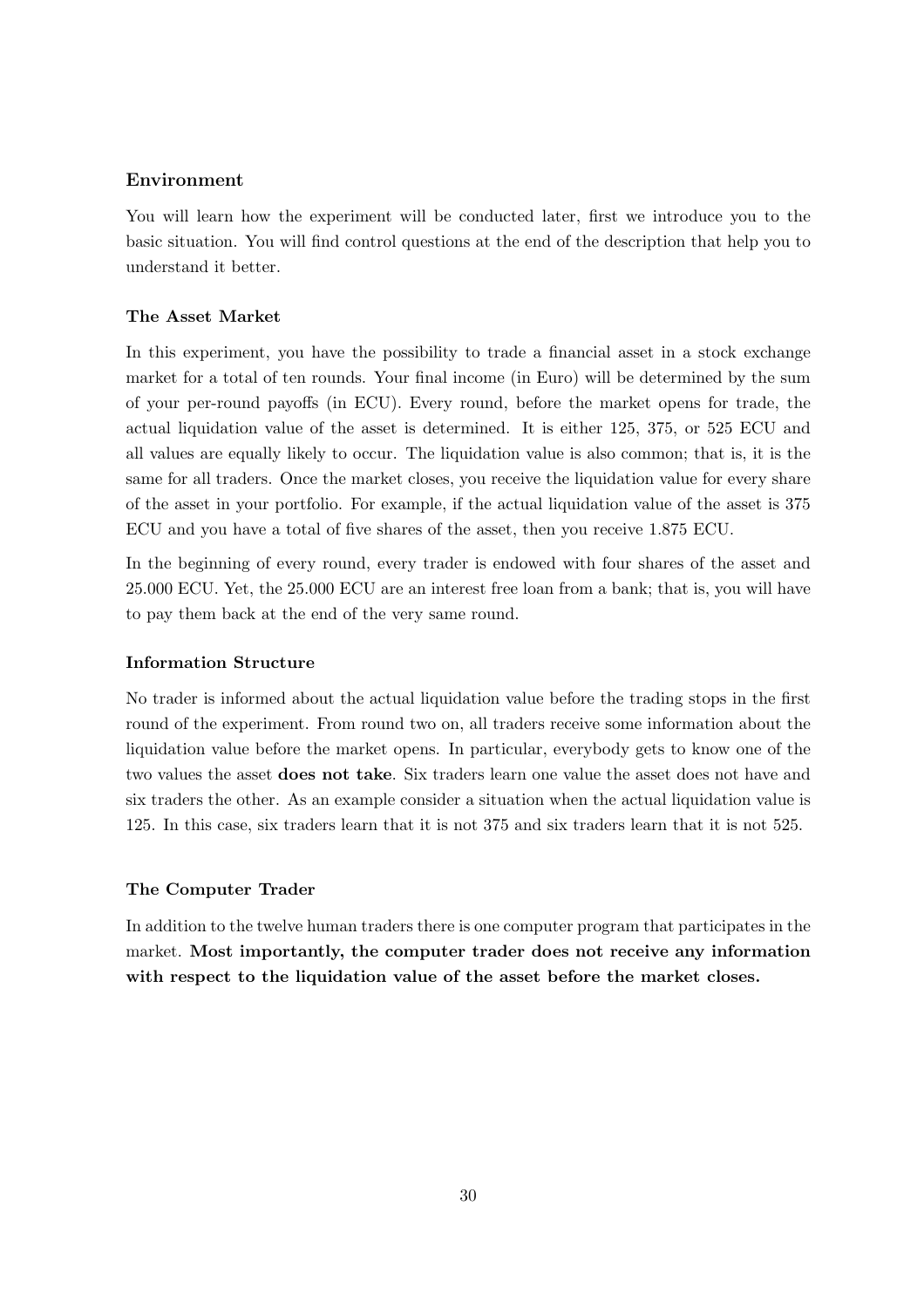### Environment

You will learn how the experiment will be conducted later, first we introduce you to the basic situation. You will find control questions at the end of the description that help you to understand it better.

#### The Asset Market

In this experiment, you have the possibility to trade a financial asset in a stock exchange market for a total of ten rounds. Your final income (in Euro) will be determined by the sum of your per-round payoffs (in ECU). Every round, before the market opens for trade, the actual liquidation value of the asset is determined. It is either 125, 375, or 525 ECU and all values are equally likely to occur. The liquidation value is also common; that is, it is the same for all traders. Once the market closes, you receive the liquidation value for every share of the asset in your portfolio. For example, if the actual liquidation value of the asset is 375 ECU and you have a total of five shares of the asset, then you receive 1.875 ECU.

In the beginning of every round, every trader is endowed with four shares of the asset and 25.000 ECU. Yet, the 25.000 ECU are an interest free loan from a bank; that is, you will have to pay them back at the end of the very same round.

#### Information Structure

No trader is informed about the actual liquidation value before the trading stops in the first round of the experiment. From round two on, all traders receive some information about the liquidation value before the market opens. In particular, everybody gets to know one of the two values the asset **does not take**. Six traders learn one value the asset does not have and six traders the other. As an example consider a situation when the actual liquidation value is 125. In this case, six traders learn that it is not 375 and six traders learn that it is not 525.

#### The Computer Trader

In addition to the twelve human traders there is one computer program that participates in the market. **Most importantly, the computer trader does not receive any information with respect to the liquidation value of the asset before the market closes.**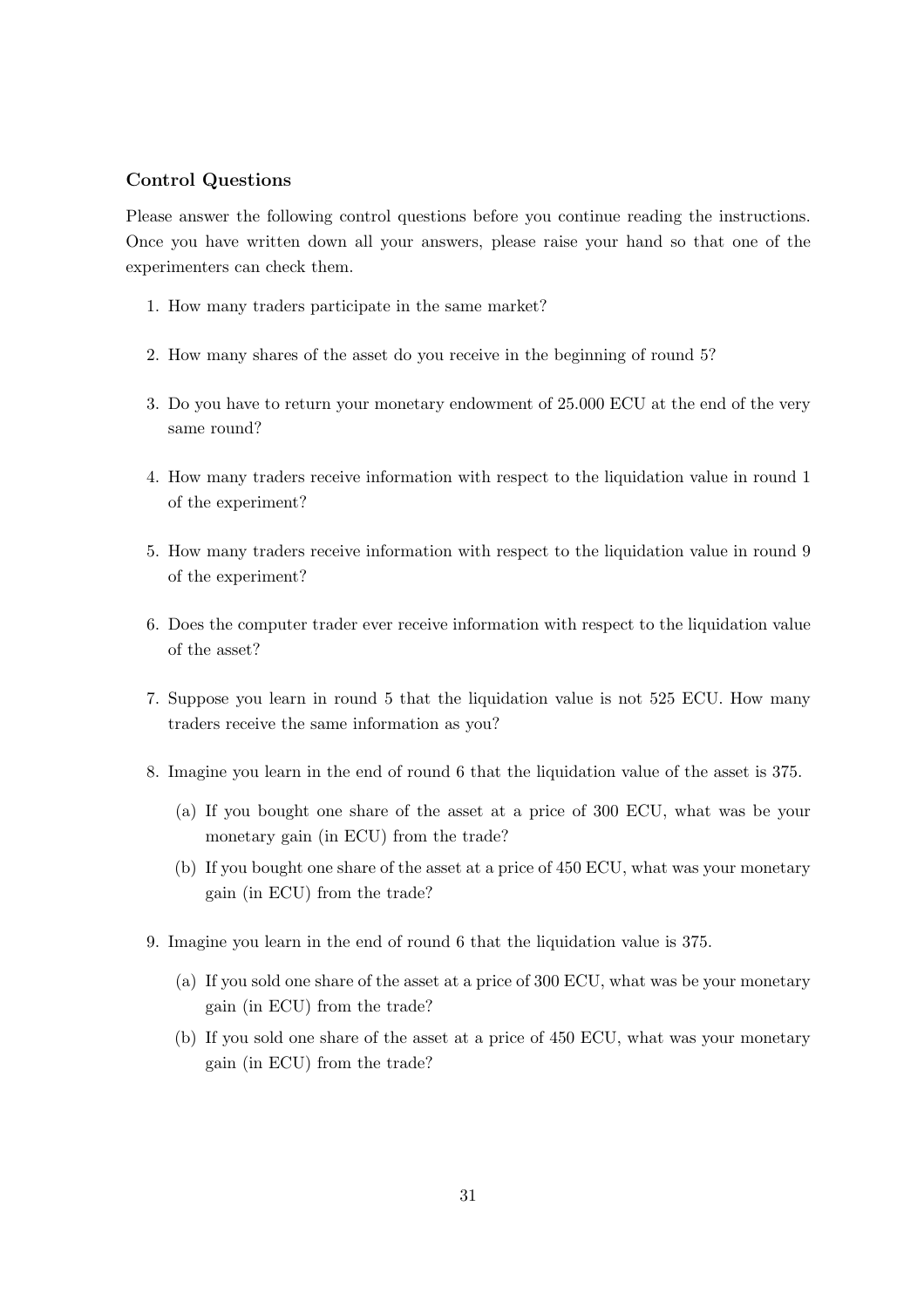**Control Questions**

Please answer the following control questions before you continue reading the instructions. Once you have written down all your answers, please raise your hand so that one of the experimenters can check them.

1. How many traders participate in the same market?
2. How many shares of the asset do you receive in the beginning of round 5?
3. Do you have to return your monetary endowment of 25.000 ECU at the end of the very same round?
4. How many traders receive information with respect to the liquidation value in round 1 of the experiment?
5. How many traders receive information with respect to the liquidation value in round 9 of the experiment?
6. Does the computer trader ever receive information with respect to the liquidation value of the asset?
7. Suppose you learn in round 5 that the liquidation value is not 525 ECU. How many traders receive the same information as you?
8. Imagine you learn in the end of round 6 that the liquidation value of the asset is 375.
    (a) If you bought one share of the asset at a price of 300 ECU, what was be your monetary gain (in ECU) from the trade?
    (b) If you bought one share of the asset at a price of 450 ECU, what was your monetary gain (in ECU) from the trade?
9. Imagine you learn in the end of round 6 that the liquidation value is 375.
    (a) If you sold one share of the asset at a price of 300 ECU, what was be your monetary gain (in ECU) from the trade?
    (b) If you sold one share of the asset at a price of 450 ECU, what was your monetary gain (in ECU) from the trade?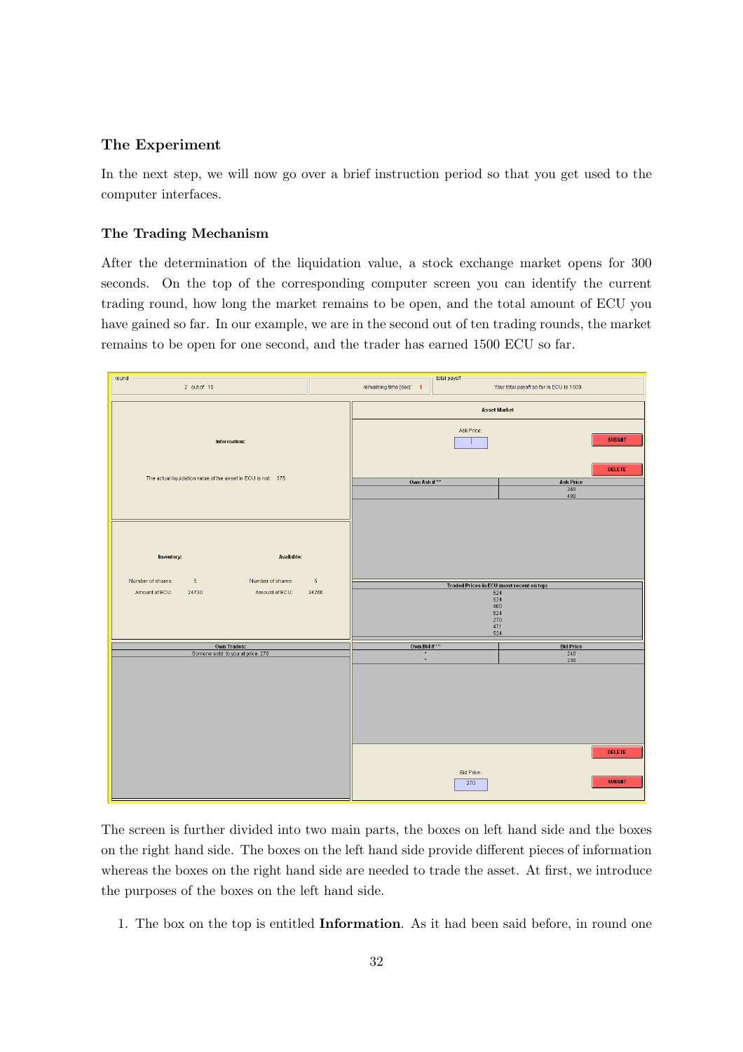### The Experiment

In the next step, we will now go over a brief instruction period so that you get used to the computer interfaces.

#### The Trading Mechanism

After the determination of the liquidation value, a stock exchange market opens for 300 seconds. On the top of the corresponding computer screen you can identify the current trading round, how long the market remains to be open, and the total amount of ECU you have gained so far. In our example, we are in the second out of ten trading rounds, the market remains to be open for one second, and the trader has earned 1500 ECU so far.

The screen is further divided into two main parts, the boxes on left hand side and the boxes on the right hand side. The boxes on the left hand side provide different pieces of information whereas the boxes on the right hand side are needed to trade the asset. At first, we introduce the purposes of the boxes on the left hand side.

1. The box on the top is entitled **Information**. As it had been said before, in round one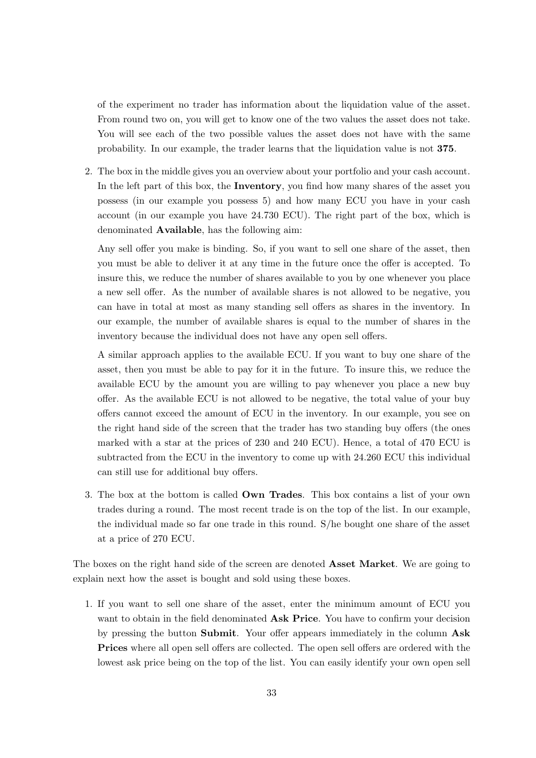of the experiment no trader has information about the liquidation value of the asset. From round two on, you will get to know one of the two values the asset does not take. You will see each of the two possible values the asset does not have with the same probability. In our example, the trader learns that the liquidation value is not **375**.

2. The box in the middle gives you an overview about your portfolio and your cash account. In the left part of this box, the **Inventory**, you find how many shares of the asset you possess (in our example you possess 5) and how many ECU you have in your cash account (in our example you have 24.730 ECU). The right part of the box, which is denominated **Available**, has the following aim:

   Any sell offer you make is binding. So, if you want to sell one share of the asset, then you must be able to deliver it at any time in the future once the offer is accepted. To insure this, we reduce the number of shares available to you by one whenever you place a new sell offer. As the number of available shares is not allowed to be negative, you can have in total at most as many standing sell offers as shares in the inventory. In our example, the number of available shares is equal to the number of shares in the inventory because the individual does not have any open sell offers.

   A similar approach applies to the available ECU. If you want to buy one share of the asset, then you must be able to pay for it in the future. To insure this, we reduce the available ECU by the amount you are willing to pay whenever you place a new buy offer. As the available ECU is not allowed to be negative, the total value of your buy offers cannot exceed the amount of ECU in the inventory. In our example, you see on the right hand side of the screen that the trader has two standing buy offers (the ones marked with a star at the prices of 230 and 240 ECU). Hence, a total of 470 ECU is subtracted from the ECU in the inventory to come up with 24.260 ECU this individual can still use for additional buy offers.

3. The box at the bottom is called **Own Trades**. This box contains a list of your own trades during a round. The most recent trade is on the top of the list. In our example, the individual made so far one trade in this round. S/he bought one share of the asset at a price of 270 ECU.

The boxes on the right hand side of the screen are denoted **Asset Market**. We are going to explain next how the asset is bought and sold using these boxes.

1. If you want to sell one share of the asset, enter the minimum amount of ECU you want to obtain in the field denominated **Ask Price**. You have to confirm your decision by pressing the button **Submit**. Your offer appears immediately in the column **Ask Prices** where all open sell offers are collected. The open sell offers are ordered with the lowest ask price being on the top of the list. You can easily identify your own open sell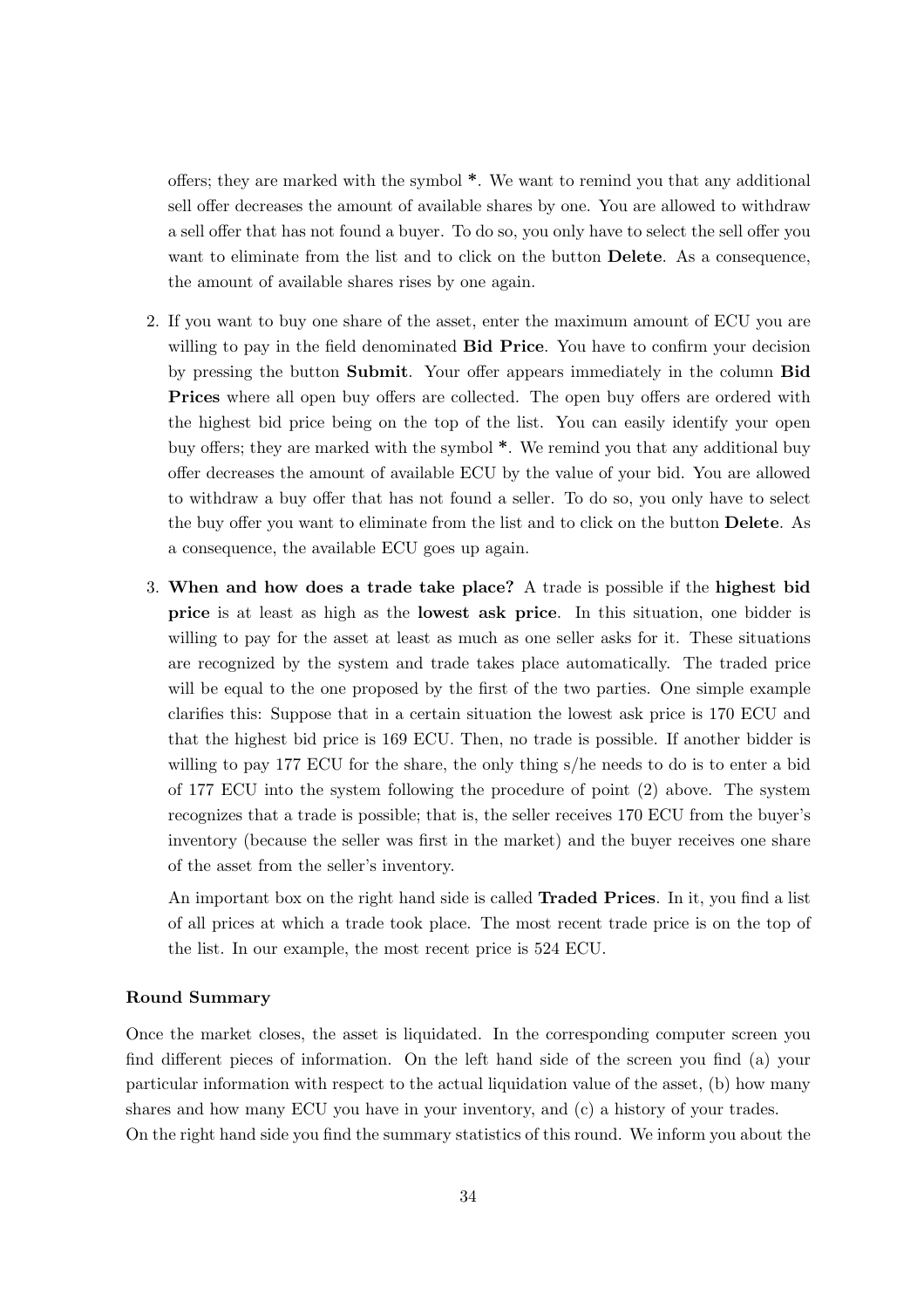offers; they are marked with the symbol *. We want to remind you that any additional sell offer decreases the amount of available shares by one. You are allowed to withdraw a sell offer that has not found a buyer. To do so, you only have to select the sell offer you want to eliminate from the list and to click on the button **Delete**. As a consequence, the amount of available shares rises by one again.

2. If you want to buy one share of the asset, enter the maximum amount of ECU you are willing to pay in the field denominated **Bid Price**. You have to confirm your decision by pressing the button **Submit**. Your offer appears immediately in the column **Bid Prices** where all open buy offers are collected. The open buy offers are ordered with the highest bid price being on the top of the list. You can easily identify your open buy offers; they are marked with the symbol *. We remind you that any additional buy offer decreases the amount of available ECU by the value of your bid. You are allowed to withdraw a buy offer that has not found a seller. To do so, you only have to select the buy offer you want to eliminate from the list and to click on the button **Delete**. As a consequence, the available ECU goes up again.

3. **When and how does a trade take place?** A trade is possible if the **highest bid price** is at least as high as the **lowest ask price**. In this situation, one bidder is willing to pay for the asset at least as much as one seller asks for it. These situations are recognized by the system and trade takes place automatically. The traded price will be equal to the one proposed by the first of the two parties. One simple example clarifies this: Suppose that in a certain situation the lowest ask price is 170 ECU and that the highest bid price is 169 ECU. Then, no trade is possible. If another bidder is willing to pay 177 ECU for the share, the only thing s/he needs to do is to enter a bid of 177 ECU into the system following the procedure of point (2) above. The system recognizes that a trade is possible; that is, the seller receives 170 ECU from the buyer's inventory (because the seller was first in the market) and the buyer receives one share of the asset from the seller's inventory.

   An important box on the right hand side is called **Traded Prices**. In it, you find a list of all prices at which a trade took place. The most recent trade price is on the top of the list. In our example, the most recent price is 524 ECU.

#### Round Summary

Once the market closes, the asset is liquidated. In the corresponding computer screen you find different pieces of information. On the left hand side of the screen you find (a) your particular information with respect to the actual liquidation value of the asset, (b) how many shares and how many ECU you have in your inventory, and (c) a history of your trades.
On the right hand side you find the summary statistics of this round. We inform you about the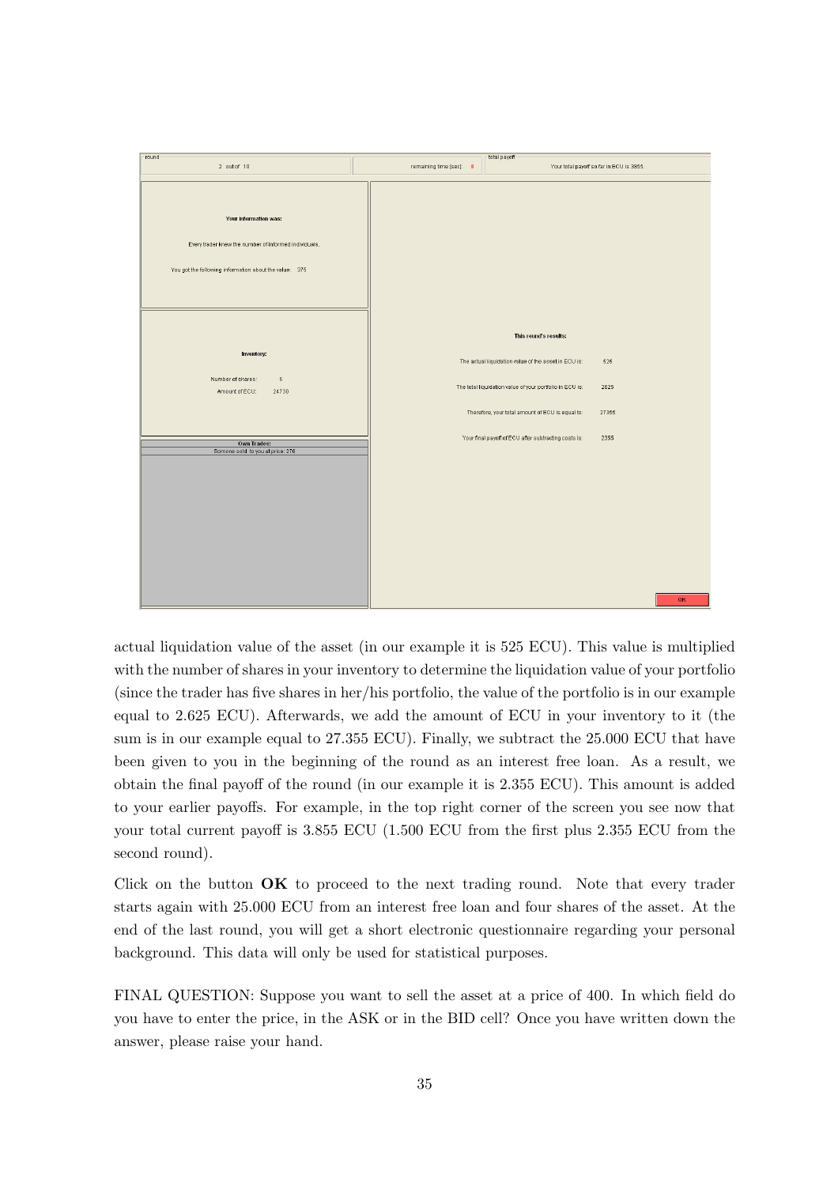actual liquidation value of the asset (in our example it is 525 ECU). This value is multiplied with the number of shares in your inventory to determine the liquidation value of your portfolio (since the trader has five shares in her/his portfolio, the value of the portfolio is in our example equal to 2.625 ECU). Afterwards, we add the amount of ECU in your inventory to it (the sum is in our example equal to 27.355 ECU). Finally, we subtract the 25.000 ECU that have been given to you in the beginning of the round as an interest free loan. As a result, we obtain the final payoff of the round (in our example it is 2.355 ECU). This amount is added to your earlier payoffs. For example, in the top right corner of the screen you see now that your total current payoff is 3.855 ECU (1.500 ECU from the first plus 2.355 ECU from the second round).

Click on the button **OK** to proceed to the next trading round. Note that every trader starts again with 25.000 ECU from an interest free loan and four shares of the asset. At the end of the last round, you will get a short electronic questionnaire regarding your personal background. This data will only be used for statistical purposes.

FINAL QUESTION: Suppose you want to sell the asset at a price of 400. In which field do you have to enter the price, in the ASK or in the BID cell? Once you have written down the answer, please raise your hand.